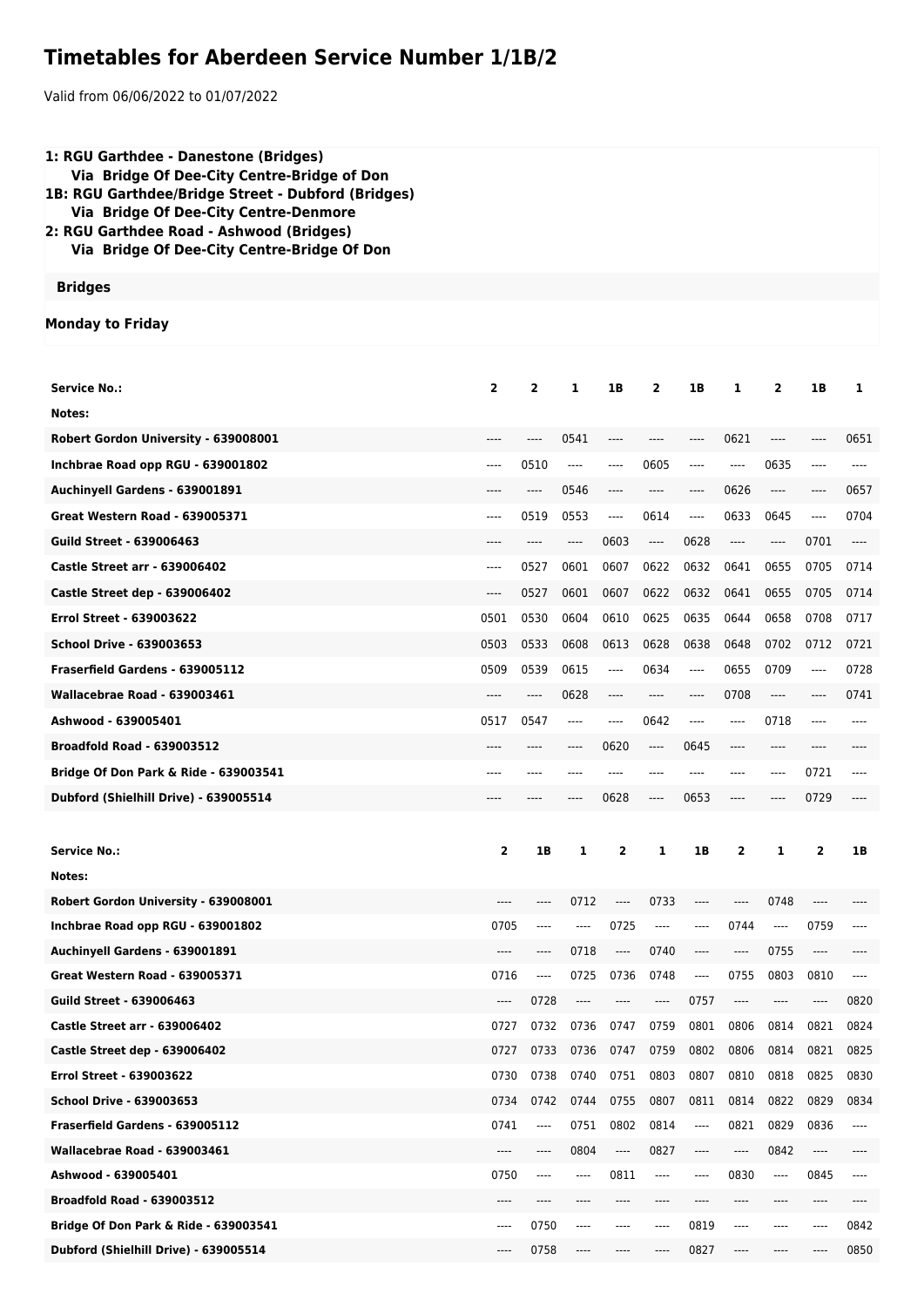# Timetables for Aberdeen Service Number 1/1B/2

Valid from 06/06/2022 to 01/07/2022

**1: RGU Garthdee - Danestone (Bridges)**
**Via Bridge Of Dee-City Centre-Bridge of Don**
**1B: RGU Garthdee/Bridge Street - Dubford (Bridges)**
**Via Bridge Of Dee-City Centre-Denmore**
**2: RGU Garthdee Road - Ashwood (Bridges)**
**Via Bridge Of Dee-City Centre-Bridge Of Don**

**Bridges**

**Monday to Friday**

| Service No.: | 2 | 2 | 1 | 1B | 2 | 1B | 1 | 2 | 1B | 1 |
|---|---|---|---|---|---|---|---|---|---|---|
| Notes: | | | | | | | | | | |
| Robert Gordon University - 639008001 | ---- | ---- | 0541 | ---- | ---- | ---- | 0621 | ---- | ---- | 0651 |
| Inchbrae Road opp RGU - 639001802 | ---- | 0510 | ---- | ---- | 0605 | ---- | ---- | 0635 | ---- | ---- |
| Auchinyell Gardens - 639001891 | ---- | ---- | 0546 | ---- | ---- | ---- | 0626 | ---- | ---- | 0657 |
| Great Western Road - 639005371 | ---- | 0519 | 0553 | ---- | 0614 | ---- | 0633 | 0645 | ---- | 0704 |
| Guild Street - 639006463 | ---- | ---- | ---- | 0603 | ---- | 0628 | ---- | ---- | 0701 | ---- |
| Castle Street arr - 639006402 | ---- | 0527 | 0601 | 0607 | 0622 | 0632 | 0641 | 0655 | 0705 | 0714 |
| Castle Street dep - 639006402 | ---- | 0527 | 0601 | 0607 | 0622 | 0632 | 0641 | 0655 | 0705 | 0714 |
| Errol Street - 639003622 | 0501 | 0530 | 0604 | 0610 | 0625 | 0635 | 0644 | 0658 | 0708 | 0717 |
| School Drive - 639003653 | 0503 | 0533 | 0608 | 0613 | 0628 | 0638 | 0648 | 0702 | 0712 | 0721 |
| Fraserfield Gardens - 639005112 | 0509 | 0539 | 0615 | ---- | 0634 | ---- | 0655 | 0709 | ---- | 0728 |
| Wallacebrae Road - 639003461 | ---- | ---- | 0628 | ---- | ---- | ---- | 0708 | ---- | ---- | 0741 |
| Ashwood - 639005401 | 0517 | 0547 | ---- | ---- | 0642 | ---- | ---- | 0718 | ---- | ---- |
| Broadfold Road - 639003512 | ---- | ---- | ---- | 0620 | ---- | 0645 | ---- | ---- | ---- | ---- |
| Bridge Of Don Park & Ride - 639003541 | ---- | ---- | ---- | ---- | ---- | ---- | ---- | ---- | 0721 | ---- |
| Dubford (Shielhill Drive) - 639005514 | ---- | ---- | ---- | 0628 | ---- | 0653 | ---- | ---- | 0729 | ---- |

| Service No.: | 2 | 1B | 1 | 2 | 1 | 1B | 2 | 1 | 2 | 1B |
|---|---|---|---|---|---|---|---|---|---|---|
| Notes: | | | | | | | | | | |
| Robert Gordon University - 639008001 | ---- | ---- | 0712 | ---- | 0733 | ---- | ---- | 0748 | ---- | ---- |
| Inchbrae Road opp RGU - 639001802 | 0705 | ---- | ---- | 0725 | ---- | ---- | 0744 | ---- | 0759 | ---- |
| Auchinyell Gardens - 639001891 | ---- | ---- | 0718 | ---- | 0740 | ---- | ---- | 0755 | ---- | ---- |
| Great Western Road - 639005371 | 0716 | ---- | 0725 | 0736 | 0748 | ---- | 0755 | 0803 | 0810 | ---- |
| Guild Street - 639006463 | ---- | 0728 | ---- | ---- | ---- | 0757 | ---- | ---- | ---- | 0820 |
| Castle Street arr - 639006402 | 0727 | 0732 | 0736 | 0747 | 0759 | 0801 | 0806 | 0814 | 0821 | 0824 |
| Castle Street dep - 639006402 | 0727 | 0733 | 0736 | 0747 | 0759 | 0802 | 0806 | 0814 | 0821 | 0825 |
| Errol Street - 639003622 | 0730 | 0738 | 0740 | 0751 | 0803 | 0807 | 0810 | 0818 | 0825 | 0830 |
| School Drive - 639003653 | 0734 | 0742 | 0744 | 0755 | 0807 | 0811 | 0814 | 0822 | 0829 | 0834 |
| Fraserfield Gardens - 639005112 | 0741 | ---- | 0751 | 0802 | 0814 | ---- | 0821 | 0829 | 0836 | ---- |
| Wallacebrae Road - 639003461 | ---- | ---- | 0804 | ---- | 0827 | ---- | ---- | 0842 | ---- | ---- |
| Ashwood - 639005401 | 0750 | ---- | ---- | 0811 | ---- | ---- | 0830 | ---- | 0845 | ---- |
| Broadfold Road - 639003512 | ---- | ---- | ---- | ---- | ---- | ---- | ---- | ---- | ---- | ---- |
| Bridge Of Don Park & Ride - 639003541 | ---- | 0750 | ---- | ---- | ---- | 0819 | ---- | ---- | ---- | 0842 |
| Dubford (Shielhill Drive) - 639005514 | ---- | 0758 | ---- | ---- | ---- | 0827 | ---- | ---- | ---- | 0850 |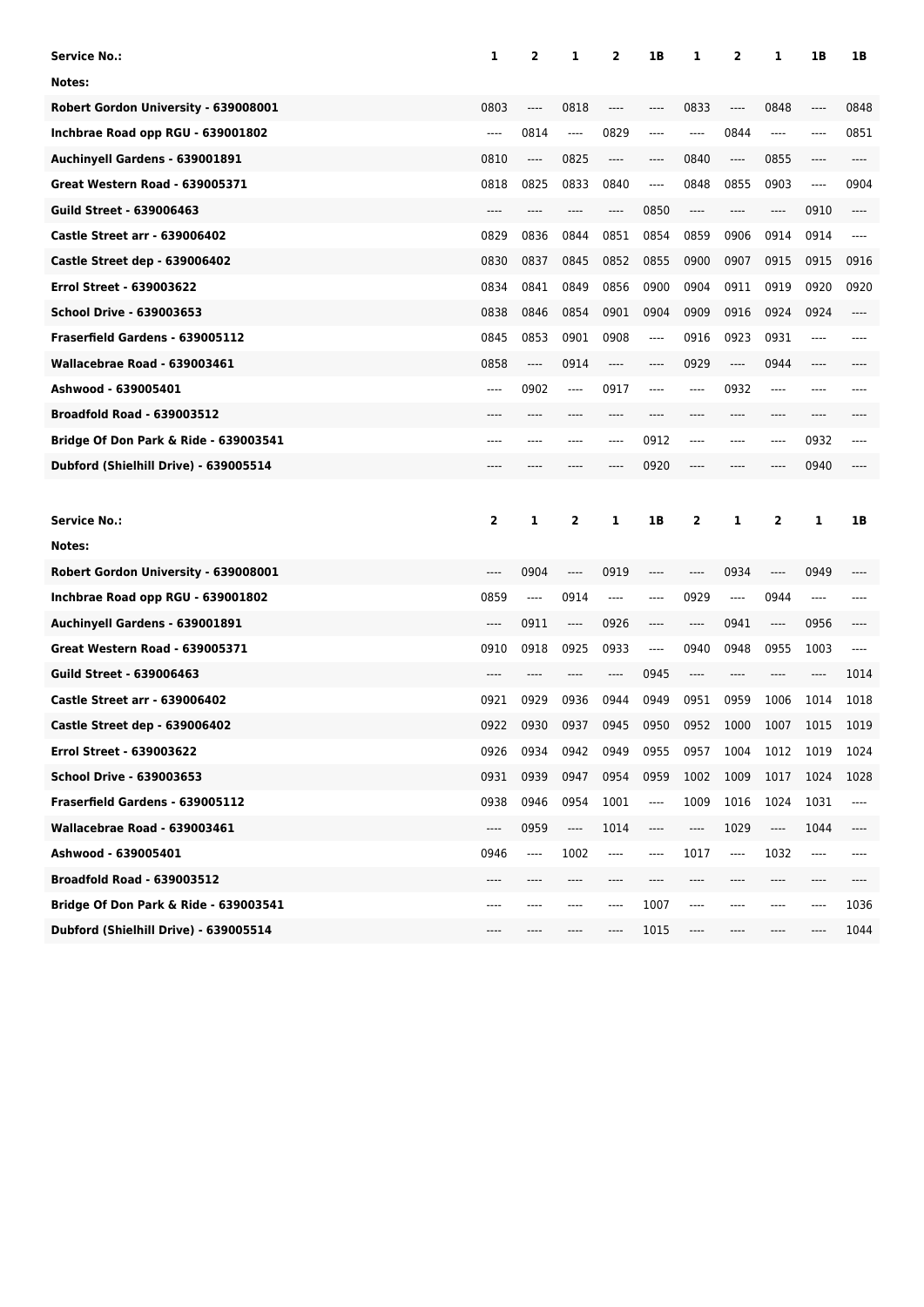| Service No.: | 1 | 2 | 1 | 2 | 1B | 1 | 2 | 1 | 1B | 1B |
|---|---|---|---|---|---|---|---|---|---|---|
| Notes: | | | | | | | | | | |
| Robert Gordon University - 639008001 | 0803 | ---- | 0818 | ---- | ---- | 0833 | ---- | 0848 | ---- | 0848 |
| Inchbrae Road opp RGU - 639001802 | ---- | 0814 | ---- | 0829 | ---- | ---- | 0844 | ---- | ---- | 0851 |
| Auchinyell Gardens - 639001891 | 0810 | ---- | 0825 | ---- | ---- | 0840 | ---- | 0855 | ---- | ---- |
| Great Western Road - 639005371 | 0818 | 0825 | 0833 | 0840 | ---- | 0848 | 0855 | 0903 | ---- | 0904 |
| Guild Street - 639006463 | ---- | ---- | ---- | ---- | 0850 | ---- | ---- | ---- | 0910 | ---- |
| Castle Street arr - 639006402 | 0829 | 0836 | 0844 | 0851 | 0854 | 0859 | 0906 | 0914 | 0914 | ---- |
| Castle Street dep - 639006402 | 0830 | 0837 | 0845 | 0852 | 0855 | 0900 | 0907 | 0915 | 0915 | 0916 |
| Errol Street - 639003622 | 0834 | 0841 | 0849 | 0856 | 0900 | 0904 | 0911 | 0919 | 0920 | 0920 |
| School Drive - 639003653 | 0838 | 0846 | 0854 | 0901 | 0904 | 0909 | 0916 | 0924 | 0924 | ---- |
| Fraserfield Gardens - 639005112 | 0845 | 0853 | 0901 | 0908 | ---- | 0916 | 0923 | 0931 | ---- | ---- |
| Wallacebrae Road - 639003461 | 0858 | ---- | 0914 | ---- | ---- | 0929 | ---- | 0944 | ---- | ---- |
| Ashwood - 639005401 | ---- | 0902 | ---- | 0917 | ---- | ---- | 0932 | ---- | ---- | ---- |
| Broadfold Road - 639003512 | ---- | ---- | ---- | ---- | ---- | ---- | ---- | ---- | ---- | ---- |
| Bridge Of Don Park & Ride - 639003541 | ---- | ---- | ---- | ---- | 0912 | ---- | ---- | ---- | 0932 | ---- |
| Dubford (Shielhill Drive) - 639005514 | ---- | ---- | ---- | ---- | 0920 | ---- | ---- | ---- | 0940 | ---- |

| Service No.: | 2 | 1 | 2 | 1 | 1B | 2 | 1 | 2 | 1 | 1B |
|---|---|---|---|---|---|---|---|---|---|---|
| Notes: | | | | | | | | | | |
| Robert Gordon University - 639008001 | ---- | 0904 | ---- | 0919 | ---- | ---- | 0934 | ---- | 0949 | ---- |
| Inchbrae Road opp RGU - 639001802 | 0859 | ---- | 0914 | ---- | ---- | 0929 | ---- | 0944 | ---- | ---- |
| Auchinyell Gardens - 639001891 | ---- | 0911 | ---- | 0926 | ---- | ---- | 0941 | ---- | 0956 | ---- |
| Great Western Road - 639005371 | 0910 | 0918 | 0925 | 0933 | ---- | 0940 | 0948 | 0955 | 1003 | ---- |
| Guild Street - 639006463 | ---- | ---- | ---- | ---- | 0945 | ---- | ---- | ---- | ---- | 1014 |
| Castle Street arr - 639006402 | 0921 | 0929 | 0936 | 0944 | 0949 | 0951 | 0959 | 1006 | 1014 | 1018 |
| Castle Street dep - 639006402 | 0922 | 0930 | 0937 | 0945 | 0950 | 0952 | 1000 | 1007 | 1015 | 1019 |
| Errol Street - 639003622 | 0926 | 0934 | 0942 | 0949 | 0955 | 0957 | 1004 | 1012 | 1019 | 1024 |
| School Drive - 639003653 | 0931 | 0939 | 0947 | 0954 | 0959 | 1002 | 1009 | 1017 | 1024 | 1028 |
| Fraserfield Gardens - 639005112 | 0938 | 0946 | 0954 | 1001 | ---- | 1009 | 1016 | 1024 | 1031 | ---- |
| Wallacebrae Road - 639003461 | ---- | 0959 | ---- | 1014 | ---- | ---- | 1029 | ---- | 1044 | ---- |
| Ashwood - 639005401 | 0946 | ---- | 1002 | ---- | ---- | 1017 | ---- | 1032 | ---- | ---- |
| Broadfold Road - 639003512 | ---- | ---- | ---- | ---- | ---- | ---- | ---- | ---- | ---- | ---- |
| Bridge Of Don Park & Ride - 639003541 | ---- | ---- | ---- | ---- | 1007 | ---- | ---- | ---- | ---- | 1036 |
| Dubford (Shielhill Drive) - 639005514 | ---- | ---- | ---- | ---- | 1015 | ---- | ---- | ---- | ---- | 1044 |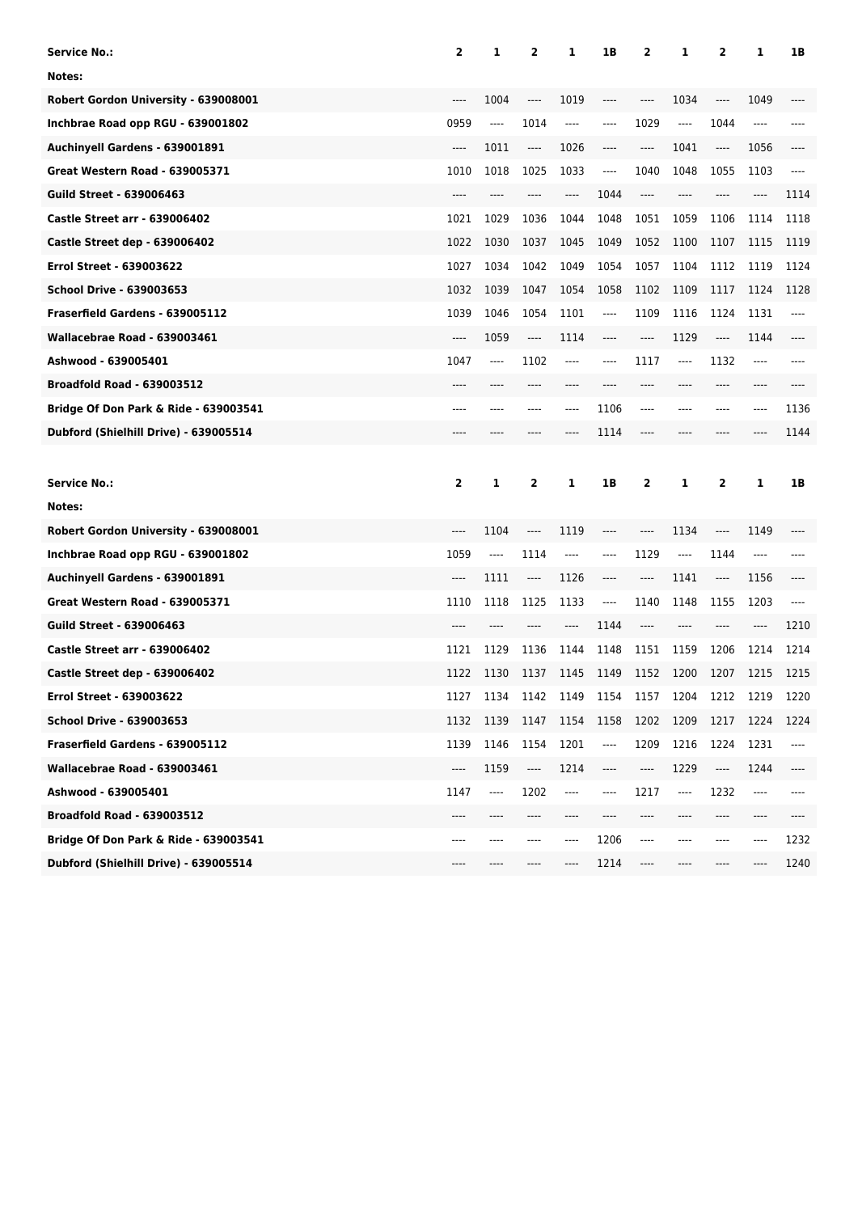| Service No.: | 2 | 1 | 2 | 1 | 1B | 2 | 1 | 2 | 1 | 1B |
|---|---|---|---|---|---|---|---|---|---|---|
| Notes: | | | | | | | | | | |
| Robert Gordon University - 639008001 | ---- | 1004 | ---- | 1019 | ---- | ---- | 1034 | ---- | 1049 | ---- |
| Inchbrae Road opp RGU - 639001802 | 0959 | ---- | 1014 | ---- | ---- | 1029 | ---- | 1044 | ---- | ---- |
| Auchinyell Gardens - 639001891 | ---- | 1011 | ---- | 1026 | ---- | ---- | 1041 | ---- | 1056 | ---- |
| Great Western Road - 639005371 | 1010 | 1018 | 1025 | 1033 | ---- | 1040 | 1048 | 1055 | 1103 | ---- |
| Guild Street - 639006463 | ---- | ---- | ---- | ---- | 1044 | ---- | ---- | ---- | ---- | 1114 |
| Castle Street arr - 639006402 | 1021 | 1029 | 1036 | 1044 | 1048 | 1051 | 1059 | 1106 | 1114 | 1118 |
| Castle Street dep - 639006402 | 1022 | 1030 | 1037 | 1045 | 1049 | 1052 | 1100 | 1107 | 1115 | 1119 |
| Errol Street - 639003622 | 1027 | 1034 | 1042 | 1049 | 1054 | 1057 | 1104 | 1112 | 1119 | 1124 |
| School Drive - 639003653 | 1032 | 1039 | 1047 | 1054 | 1058 | 1102 | 1109 | 1117 | 1124 | 1128 |
| Fraserfield Gardens - 639005112 | 1039 | 1046 | 1054 | 1101 | ---- | 1109 | 1116 | 1124 | 1131 | ---- |
| Wallacebrae Road - 639003461 | ---- | 1059 | ---- | 1114 | ---- | ---- | 1129 | ---- | 1144 | ---- |
| Ashwood - 639005401 | 1047 | ---- | 1102 | ---- | ---- | 1117 | ---- | 1132 | ---- | ---- |
| Broadfold Road - 639003512 | ---- | ---- | ---- | ---- | ---- | ---- | ---- | ---- | ---- | ---- |
| Bridge Of Don Park & Ride - 639003541 | ---- | ---- | ---- | ---- | 1106 | ---- | ---- | ---- | ---- | 1136 |
| Dubford (Shielhill Drive) - 639005514 | ---- | ---- | ---- | ---- | 1114 | ---- | ---- | ---- | ---- | 1144 |

| Service No.: | 2 | 1 | 2 | 1 | 1B | 2 | 1 | 2 | 1 | 1B |
|---|---|---|---|---|---|---|---|---|---|---|
| Notes: | | | | | | | | | | |
| Robert Gordon University - 639008001 | ---- | 1104 | ---- | 1119 | ---- | ---- | 1134 | ---- | 1149 | ---- |
| Inchbrae Road opp RGU - 639001802 | 1059 | ---- | 1114 | ---- | ---- | 1129 | ---- | 1144 | ---- | ---- |
| Auchinyell Gardens - 639001891 | ---- | 1111 | ---- | 1126 | ---- | ---- | 1141 | ---- | 1156 | ---- |
| Great Western Road - 639005371 | 1110 | 1118 | 1125 | 1133 | ---- | 1140 | 1148 | 1155 | 1203 | ---- |
| Guild Street - 639006463 | ---- | ---- | ---- | ---- | 1144 | ---- | ---- | ---- | ---- | 1210 |
| Castle Street arr - 639006402 | 1121 | 1129 | 1136 | 1144 | 1148 | 1151 | 1159 | 1206 | 1214 | 1214 |
| Castle Street dep - 639006402 | 1122 | 1130 | 1137 | 1145 | 1149 | 1152 | 1200 | 1207 | 1215 | 1215 |
| Errol Street - 639003622 | 1127 | 1134 | 1142 | 1149 | 1154 | 1157 | 1204 | 1212 | 1219 | 1220 |
| School Drive - 639003653 | 1132 | 1139 | 1147 | 1154 | 1158 | 1202 | 1209 | 1217 | 1224 | 1224 |
| Fraserfield Gardens - 639005112 | 1139 | 1146 | 1154 | 1201 | ---- | 1209 | 1216 | 1224 | 1231 | ---- |
| Wallacebrae Road - 639003461 | ---- | 1159 | ---- | 1214 | ---- | ---- | 1229 | ---- | 1244 | ---- |
| Ashwood - 639005401 | 1147 | ---- | 1202 | ---- | ---- | 1217 | ---- | 1232 | ---- | ---- |
| Broadfold Road - 639003512 | ---- | ---- | ---- | ---- | ---- | ---- | ---- | ---- | ---- | ---- |
| Bridge Of Don Park & Ride - 639003541 | ---- | ---- | ---- | ---- | 1206 | ---- | ---- | ---- | ---- | 1232 |
| Dubford (Shielhill Drive) - 639005514 | ---- | ---- | ---- | ---- | 1214 | ---- | ---- | ---- | ---- | 1240 |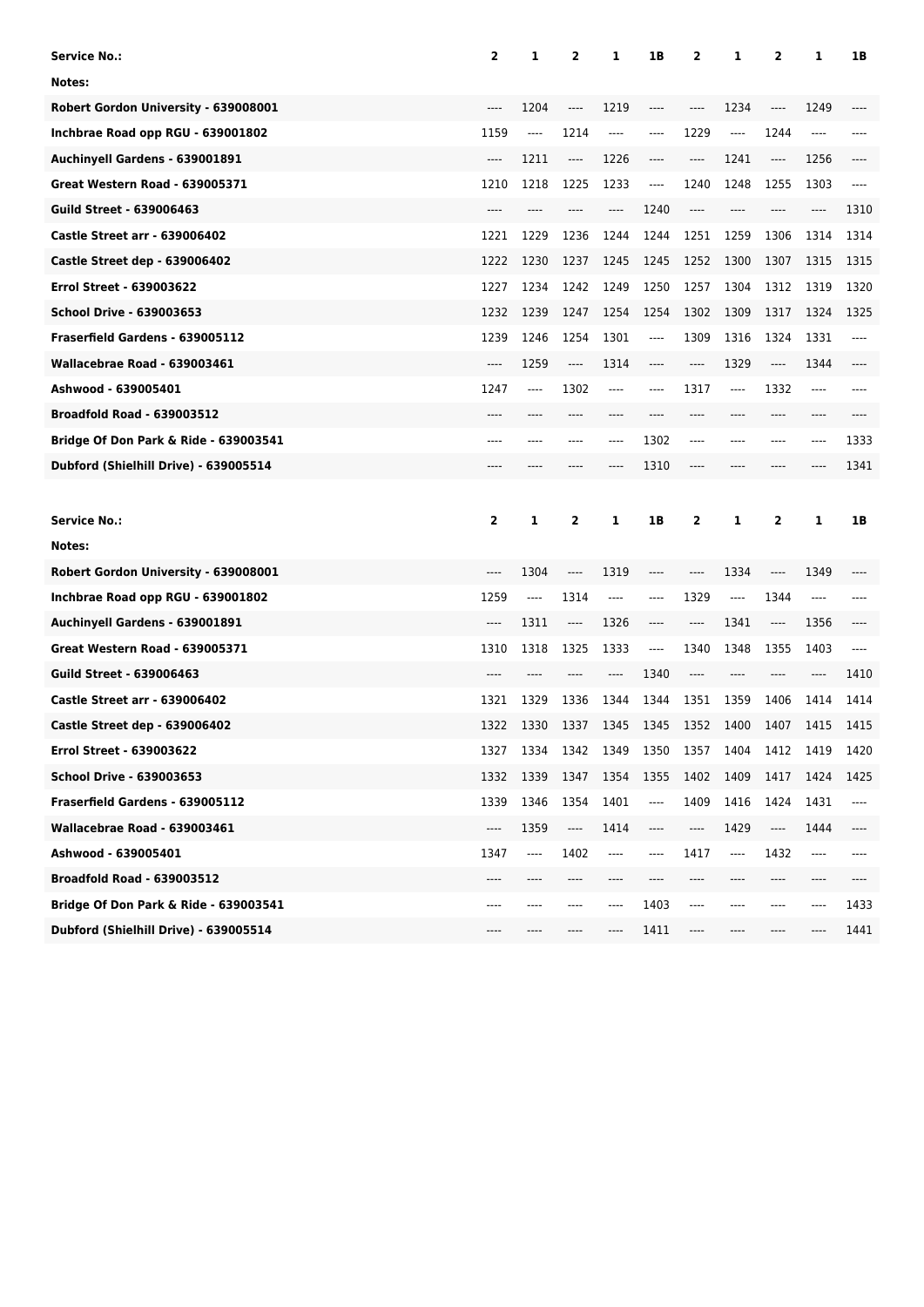| Service No.: | 2 | 1 | 2 | 1 | 1B | 2 | 1 | 2 | 1 | 1B |
|---|---|---|---|---|---|---|---|---|---|---|
| Notes: | | | | | | | | | | |
| Robert Gordon University - 639008001 | ---- | 1204 | ---- | 1219 | ---- | ---- | 1234 | ---- | 1249 | ---- |
| Inchbrae Road opp RGU - 639001802 | 1159 | ---- | 1214 | ---- | ---- | 1229 | ---- | 1244 | ---- | ---- |
| Auchinyell Gardens - 639001891 | ---- | 1211 | ---- | 1226 | ---- | ---- | 1241 | ---- | 1256 | ---- |
| Great Western Road - 639005371 | 1210 | 1218 | 1225 | 1233 | ---- | 1240 | 1248 | 1255 | 1303 | ---- |
| Guild Street - 639006463 | ---- | ---- | ---- | ---- | 1240 | ---- | ---- | ---- | ---- | 1310 |
| Castle Street arr - 639006402 | 1221 | 1229 | 1236 | 1244 | 1244 | 1251 | 1259 | 1306 | 1314 | 1314 |
| Castle Street dep - 639006402 | 1222 | 1230 | 1237 | 1245 | 1245 | 1252 | 1300 | 1307 | 1315 | 1315 |
| Errol Street - 639003622 | 1227 | 1234 | 1242 | 1249 | 1250 | 1257 | 1304 | 1312 | 1319 | 1320 |
| School Drive - 639003653 | 1232 | 1239 | 1247 | 1254 | 1254 | 1302 | 1309 | 1317 | 1324 | 1325 |
| Fraserfield Gardens - 639005112 | 1239 | 1246 | 1254 | 1301 | ---- | 1309 | 1316 | 1324 | 1331 | ---- |
| Wallacebrae Road - 639003461 | ---- | 1259 | ---- | 1314 | ---- | ---- | 1329 | ---- | 1344 | ---- |
| Ashwood - 639005401 | 1247 | ---- | 1302 | ---- | ---- | 1317 | ---- | 1332 | ---- | ---- |
| Broadfold Road - 639003512 | ---- | ---- | ---- | ---- | ---- | ---- | ---- | ---- | ---- | ---- |
| Bridge Of Don Park & Ride - 639003541 | ---- | ---- | ---- | ---- | 1302 | ---- | ---- | ---- | ---- | 1333 |
| Dubford (Shielhill Drive) - 639005514 | ---- | ---- | ---- | ---- | 1310 | ---- | ---- | ---- | ---- | 1341 |

| Service No.: | 2 | 1 | 2 | 1 | 1B | 2 | 1 | 2 | 1 | 1B |
|---|---|---|---|---|---|---|---|---|---|---|
| Notes: | | | | | | | | | | |
| Robert Gordon University - 639008001 | ---- | 1304 | ---- | 1319 | ---- | ---- | 1334 | ---- | 1349 | ---- |
| Inchbrae Road opp RGU - 639001802 | 1259 | ---- | 1314 | ---- | ---- | 1329 | ---- | 1344 | ---- | ---- |
| Auchinyell Gardens - 639001891 | ---- | 1311 | ---- | 1326 | ---- | ---- | 1341 | ---- | 1356 | ---- |
| Great Western Road - 639005371 | 1310 | 1318 | 1325 | 1333 | ---- | 1340 | 1348 | 1355 | 1403 | ---- |
| Guild Street - 639006463 | ---- | ---- | ---- | ---- | 1340 | ---- | ---- | ---- | ---- | 1410 |
| Castle Street arr - 639006402 | 1321 | 1329 | 1336 | 1344 | 1344 | 1351 | 1359 | 1406 | 1414 | 1414 |
| Castle Street dep - 639006402 | 1322 | 1330 | 1337 | 1345 | 1345 | 1352 | 1400 | 1407 | 1415 | 1415 |
| Errol Street - 639003622 | 1327 | 1334 | 1342 | 1349 | 1350 | 1357 | 1404 | 1412 | 1419 | 1420 |
| School Drive - 639003653 | 1332 | 1339 | 1347 | 1354 | 1355 | 1402 | 1409 | 1417 | 1424 | 1425 |
| Fraserfield Gardens - 639005112 | 1339 | 1346 | 1354 | 1401 | ---- | 1409 | 1416 | 1424 | 1431 | ---- |
| Wallacebrae Road - 639003461 | ---- | 1359 | ---- | 1414 | ---- | ---- | 1429 | ---- | 1444 | ---- |
| Ashwood - 639005401 | 1347 | ---- | 1402 | ---- | ---- | 1417 | ---- | 1432 | ---- | ---- |
| Broadfold Road - 639003512 | ---- | ---- | ---- | ---- | ---- | ---- | ---- | ---- | ---- | ---- |
| Bridge Of Don Park & Ride - 639003541 | ---- | ---- | ---- | ---- | 1403 | ---- | ---- | ---- | ---- | 1433 |
| Dubford (Shielhill Drive) - 639005514 | ---- | ---- | ---- | ---- | 1411 | ---- | ---- | ---- | ---- | 1441 |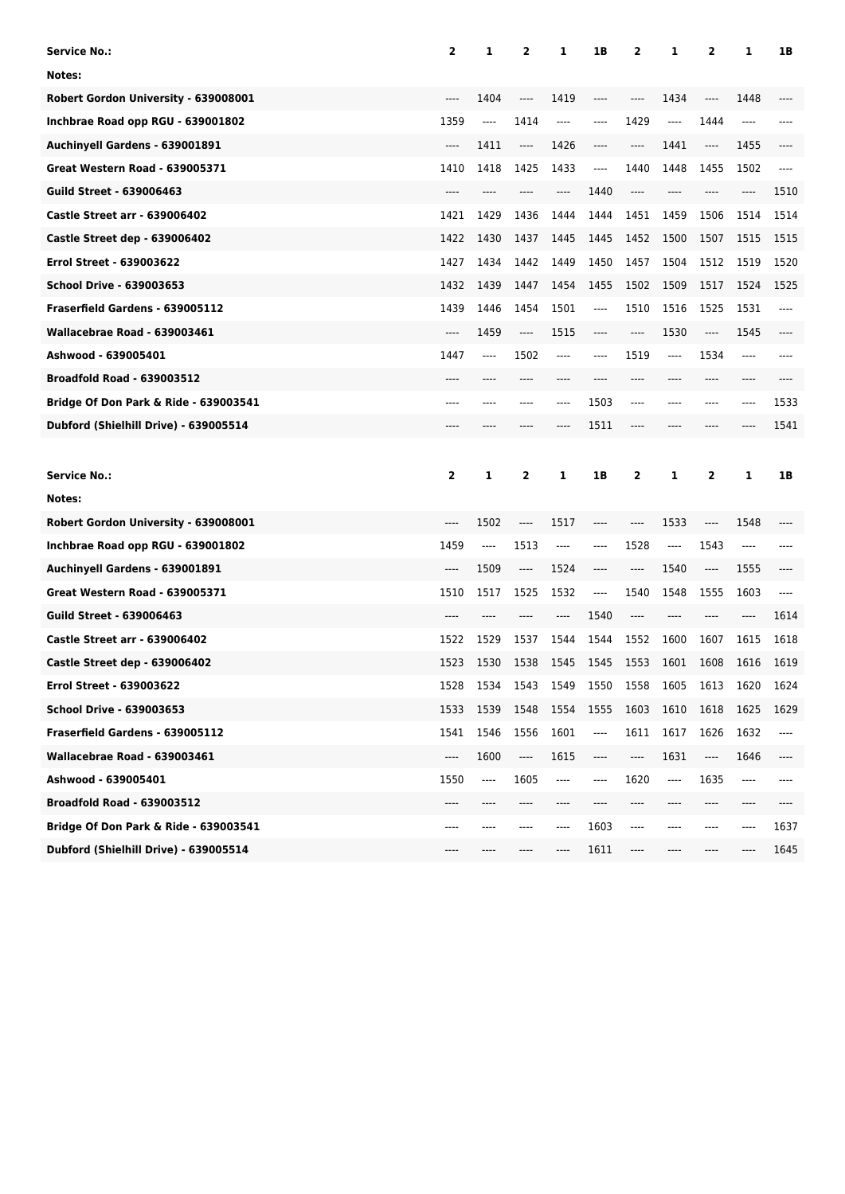| Service No.: | 2 | 1 | 2 | 1 | 1B | 2 | 1 | 2 | 1 | 1B |
|---|---|---|---|---|---|---|---|---|---|---|
| Notes: | | | | | | | | | | |
| Robert Gordon University - 639008001 | ---- | 1404 | ---- | 1419 | ---- | ---- | 1434 | ---- | 1448 | ---- |
| Inchbrae Road opp RGU - 639001802 | 1359 | ---- | 1414 | ---- | ---- | 1429 | ---- | 1444 | ---- | ---- |
| Auchinyell Gardens - 639001891 | ---- | 1411 | ---- | 1426 | ---- | ---- | 1441 | ---- | 1455 | ---- |
| Great Western Road - 639005371 | 1410 | 1418 | 1425 | 1433 | ---- | 1440 | 1448 | 1455 | 1502 | ---- |
| Guild Street - 639006463 | ---- | ---- | ---- | ---- | 1440 | ---- | ---- | ---- | ---- | 1510 |
| Castle Street arr - 639006402 | 1421 | 1429 | 1436 | 1444 | 1444 | 1451 | 1459 | 1506 | 1514 | 1514 |
| Castle Street dep - 639006402 | 1422 | 1430 | 1437 | 1445 | 1445 | 1452 | 1500 | 1507 | 1515 | 1515 |
| Errol Street - 639003622 | 1427 | 1434 | 1442 | 1449 | 1450 | 1457 | 1504 | 1512 | 1519 | 1520 |
| School Drive - 639003653 | 1432 | 1439 | 1447 | 1454 | 1455 | 1502 | 1509 | 1517 | 1524 | 1525 |
| Fraserfield Gardens - 639005112 | 1439 | 1446 | 1454 | 1501 | ---- | 1510 | 1516 | 1525 | 1531 | ---- |
| Wallacebrae Road - 639003461 | ---- | 1459 | ---- | 1515 | ---- | ---- | 1530 | ---- | 1545 | ---- |
| Ashwood - 639005401 | 1447 | ---- | 1502 | ---- | ---- | 1519 | ---- | 1534 | ---- | ---- |
| Broadfold Road - 639003512 | ---- | ---- | ---- | ---- | ---- | ---- | ---- | ---- | ---- | ---- |
| Bridge Of Don Park & Ride - 639003541 | ---- | ---- | ---- | ---- | 1503 | ---- | ---- | ---- | ---- | 1533 |
| Dubford (Shielhill Drive) - 639005514 | ---- | ---- | ---- | ---- | 1511 | ---- | ---- | ---- | ---- | 1541 |

| Service No.: | 2 | 1 | 2 | 1 | 1B | 2 | 1 | 2 | 1 | 1B |
|---|---|---|---|---|---|---|---|---|---|---|
| Notes: | | | | | | | | | | |
| Robert Gordon University - 639008001 | ---- | 1502 | ---- | 1517 | ---- | ---- | 1533 | ---- | 1548 | ---- |
| Inchbrae Road opp RGU - 639001802 | 1459 | ---- | 1513 | ---- | ---- | 1528 | ---- | 1543 | ---- | ---- |
| Auchinyell Gardens - 639001891 | ---- | 1509 | ---- | 1524 | ---- | ---- | 1540 | ---- | 1555 | ---- |
| Great Western Road - 639005371 | 1510 | 1517 | 1525 | 1532 | ---- | 1540 | 1548 | 1555 | 1603 | ---- |
| Guild Street - 639006463 | ---- | ---- | ---- | ---- | 1540 | ---- | ---- | ---- | ---- | 1614 |
| Castle Street arr - 639006402 | 1522 | 1529 | 1537 | 1544 | 1544 | 1552 | 1600 | 1607 | 1615 | 1618 |
| Castle Street dep - 639006402 | 1523 | 1530 | 1538 | 1545 | 1545 | 1553 | 1601 | 1608 | 1616 | 1619 |
| Errol Street - 639003622 | 1528 | 1534 | 1543 | 1549 | 1550 | 1558 | 1605 | 1613 | 1620 | 1624 |
| School Drive - 639003653 | 1533 | 1539 | 1548 | 1554 | 1555 | 1603 | 1610 | 1618 | 1625 | 1629 |
| Fraserfield Gardens - 639005112 | 1541 | 1546 | 1556 | 1601 | ---- | 1611 | 1617 | 1626 | 1632 | ---- |
| Wallacebrae Road - 639003461 | ---- | 1600 | ---- | 1615 | ---- | ---- | 1631 | ---- | 1646 | ---- |
| Ashwood - 639005401 | 1550 | ---- | 1605 | ---- | ---- | 1620 | ---- | 1635 | ---- | ---- |
| Broadfold Road - 639003512 | ---- | ---- | ---- | ---- | ---- | ---- | ---- | ---- | ---- | ---- |
| Bridge Of Don Park & Ride - 639003541 | ---- | ---- | ---- | ---- | 1603 | ---- | ---- | ---- | ---- | 1637 |
| Dubford (Shielhill Drive) - 639005514 | ---- | ---- | ---- | ---- | 1611 | ---- | ---- | ---- | ---- | 1645 |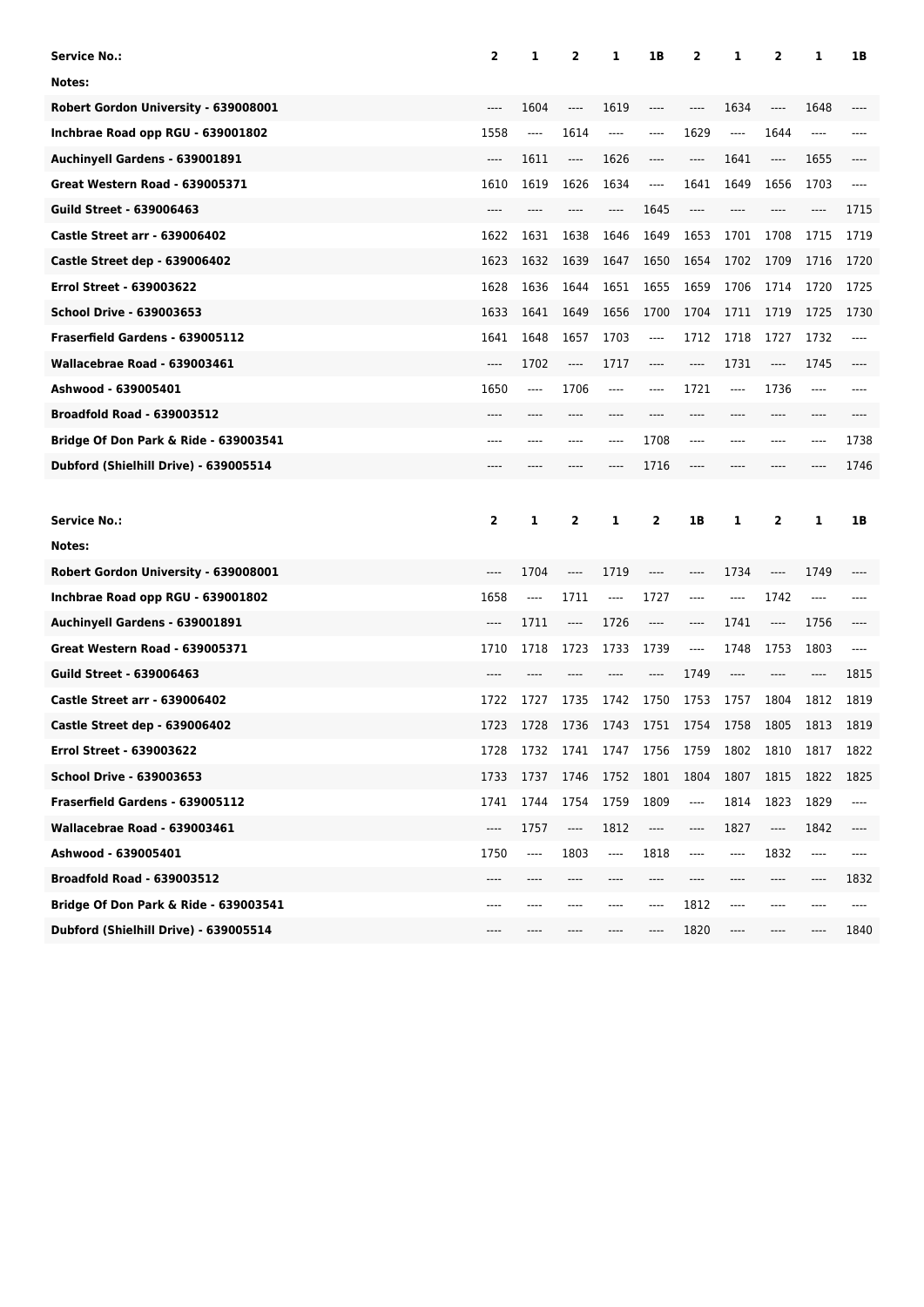| Service No.: | 2 | 1 | 2 | 1 | 1B | 2 | 1 | 2 | 1 | 1B |
| --- | --- | --- | --- | --- | --- | --- | --- | --- | --- | --- |
| Notes: | | | | | | | | | | |
| Robert Gordon University - 639008001 | ---- | 1604 | ---- | 1619 | ---- | ---- | 1634 | ---- | 1648 | ---- |
| Inchbrae Road opp RGU - 639001802 | 1558 | ---- | 1614 | ---- | ---- | 1629 | ---- | 1644 | ---- | ---- |
| Auchinyell Gardens - 639001891 | ---- | 1611 | ---- | 1626 | ---- | ---- | 1641 | ---- | 1655 | ---- |
| Great Western Road - 639005371 | 1610 | 1619 | 1626 | 1634 | ---- | 1641 | 1649 | 1656 | 1703 | ---- |
| Guild Street - 639006463 | ---- | ---- | ---- | ---- | 1645 | ---- | ---- | ---- | ---- | 1715 |
| Castle Street arr - 639006402 | 1622 | 1631 | 1638 | 1646 | 1649 | 1653 | 1701 | 1708 | 1715 | 1719 |
| Castle Street dep - 639006402 | 1623 | 1632 | 1639 | 1647 | 1650 | 1654 | 1702 | 1709 | 1716 | 1720 |
| Errol Street - 639003622 | 1628 | 1636 | 1644 | 1651 | 1655 | 1659 | 1706 | 1714 | 1720 | 1725 |
| School Drive - 639003653 | 1633 | 1641 | 1649 | 1656 | 1700 | 1704 | 1711 | 1719 | 1725 | 1730 |
| Fraserfield Gardens - 639005112 | 1641 | 1648 | 1657 | 1703 | ---- | 1712 | 1718 | 1727 | 1732 | ---- |
| Wallacebrae Road - 639003461 | ---- | 1702 | ---- | 1717 | ---- | ---- | 1731 | ---- | 1745 | ---- |
| Ashwood - 639005401 | 1650 | ---- | 1706 | ---- | ---- | 1721 | ---- | 1736 | ---- | ---- |
| Broadfold Road - 639003512 | ---- | ---- | ---- | ---- | ---- | ---- | ---- | ---- | ---- | ---- |
| Bridge Of Don Park & Ride - 639003541 | ---- | ---- | ---- | ---- | 1708 | ---- | ---- | ---- | ---- | 1738 |
| Dubford (Shielhill Drive) - 639005514 | ---- | ---- | ---- | ---- | 1716 | ---- | ---- | ---- | ---- | 1746 |

| Service No.: | 2 | 1 | 2 | 1 | 2 | 1B | 1 | 2 | 1 | 1B |
| --- | --- | --- | --- | --- | --- | --- | --- | --- | --- | --- |
| Notes: | | | | | | | | | | |
| Robert Gordon University - 639008001 | ---- | 1704 | ---- | 1719 | ---- | ---- | 1734 | ---- | 1749 | ---- |
| Inchbrae Road opp RGU - 639001802 | 1658 | ---- | 1711 | ---- | 1727 | ---- | ---- | 1742 | ---- | ---- |
| Auchinyell Gardens - 639001891 | ---- | 1711 | ---- | 1726 | ---- | ---- | 1741 | ---- | 1756 | ---- |
| Great Western Road - 639005371 | 1710 | 1718 | 1723 | 1733 | 1739 | ---- | 1748 | 1753 | 1803 | ---- |
| Guild Street - 639006463 | ---- | ---- | ---- | ---- | ---- | 1749 | ---- | ---- | ---- | 1815 |
| Castle Street arr - 639006402 | 1722 | 1727 | 1735 | 1742 | 1750 | 1753 | 1757 | 1804 | 1812 | 1819 |
| Castle Street dep - 639006402 | 1723 | 1728 | 1736 | 1743 | 1751 | 1754 | 1758 | 1805 | 1813 | 1819 |
| Errol Street - 639003622 | 1728 | 1732 | 1741 | 1747 | 1756 | 1759 | 1802 | 1810 | 1817 | 1822 |
| School Drive - 639003653 | 1733 | 1737 | 1746 | 1752 | 1801 | 1804 | 1807 | 1815 | 1822 | 1825 |
| Fraserfield Gardens - 639005112 | 1741 | 1744 | 1754 | 1759 | 1809 | ---- | 1814 | 1823 | 1829 | ---- |
| Wallacebrae Road - 639003461 | ---- | 1757 | ---- | 1812 | ---- | ---- | 1827 | ---- | 1842 | ---- |
| Ashwood - 639005401 | 1750 | ---- | 1803 | ---- | 1818 | ---- | ---- | 1832 | ---- | ---- |
| Broadfold Road - 639003512 | ---- | ---- | ---- | ---- | ---- | ---- | ---- | ---- | ---- | 1832 |
| Bridge Of Don Park & Ride - 639003541 | ---- | ---- | ---- | ---- | ---- | 1812 | ---- | ---- | ---- | ---- |
| Dubford (Shielhill Drive) - 639005514 | ---- | ---- | ---- | ---- | ---- | 1820 | ---- | ---- | ---- | 1840 |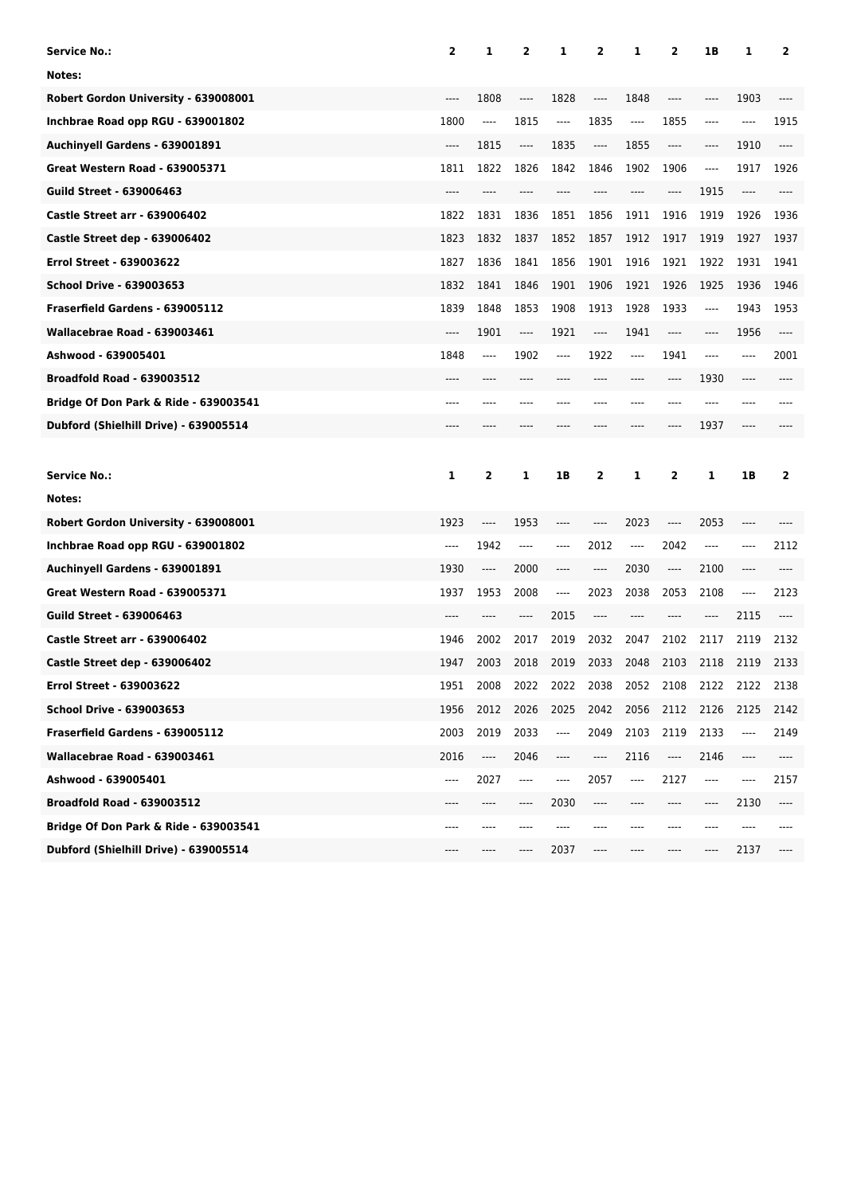| Service No.: | 2 | 1 | 2 | 1 | 2 | 1 | 2 | 1B | 1 | 2 |
| --- | --- | --- | --- | --- | --- | --- | --- | --- | --- | --- |
| Notes: | | | | | | | | | | |
| Robert Gordon University - 639008001 | ---- | 1808 | ---- | 1828 | ---- | 1848 | ---- | ---- | 1903 | ---- |
| Inchbrae Road opp RGU - 639001802 | 1800 | ---- | 1815 | ---- | 1835 | ---- | 1855 | ---- | ---- | 1915 |
| Auchinyell Gardens - 639001891 | ---- | 1815 | ---- | 1835 | ---- | 1855 | ---- | ---- | 1910 | ---- |
| Great Western Road - 639005371 | 1811 | 1822 | 1826 | 1842 | 1846 | 1902 | 1906 | ---- | 1917 | 1926 |
| Guild Street - 639006463 | ---- | ---- | ---- | ---- | ---- | ---- | ---- | 1915 | ---- | ---- |
| Castle Street arr - 639006402 | 1822 | 1831 | 1836 | 1851 | 1856 | 1911 | 1916 | 1919 | 1926 | 1936 |
| Castle Street dep - 639006402 | 1823 | 1832 | 1837 | 1852 | 1857 | 1912 | 1917 | 1919 | 1927 | 1937 |
| Errol Street - 639003622 | 1827 | 1836 | 1841 | 1856 | 1901 | 1916 | 1921 | 1922 | 1931 | 1941 |
| School Drive - 639003653 | 1832 | 1841 | 1846 | 1901 | 1906 | 1921 | 1926 | 1925 | 1936 | 1946 |
| Fraserfield Gardens - 639005112 | 1839 | 1848 | 1853 | 1908 | 1913 | 1928 | 1933 | ---- | 1943 | 1953 |
| Wallacebrae Road - 639003461 | ---- | 1901 | ---- | 1921 | ---- | 1941 | ---- | ---- | 1956 | ---- |
| Ashwood - 639005401 | 1848 | ---- | 1902 | ---- | 1922 | ---- | 1941 | ---- | ---- | 2001 |
| Broadfold Road - 639003512 | ---- | ---- | ---- | ---- | ---- | ---- | ---- | 1930 | ---- | ---- |
| Bridge Of Don Park & Ride - 639003541 | ---- | ---- | ---- | ---- | ---- | ---- | ---- | ---- | ---- | ---- |
| Dubford (Shielhill Drive) - 639005514 | ---- | ---- | ---- | ---- | ---- | ---- | ---- | 1937 | ---- | ---- |

| Service No.: | 1 | 2 | 1 | 1B | 2 | 1 | 2 | 1 | 1B | 2 |
| --- | --- | --- | --- | --- | --- | --- | --- | --- | --- | --- |
| Notes: | | | | | | | | | | |
| Robert Gordon University - 639008001 | 1923 | ---- | 1953 | ---- | ---- | 2023 | ---- | 2053 | ---- | ---- |
| Inchbrae Road opp RGU - 639001802 | ---- | 1942 | ---- | ---- | 2012 | ---- | 2042 | ---- | ---- | 2112 |
| Auchinyell Gardens - 639001891 | 1930 | ---- | 2000 | ---- | ---- | 2030 | ---- | 2100 | ---- | ---- |
| Great Western Road - 639005371 | 1937 | 1953 | 2008 | ---- | 2023 | 2038 | 2053 | 2108 | ---- | 2123 |
| Guild Street - 639006463 | ---- | ---- | ---- | 2015 | ---- | ---- | ---- | ---- | 2115 | ---- |
| Castle Street arr - 639006402 | 1946 | 2002 | 2017 | 2019 | 2032 | 2047 | 2102 | 2117 | 2119 | 2132 |
| Castle Street dep - 639006402 | 1947 | 2003 | 2018 | 2019 | 2033 | 2048 | 2103 | 2118 | 2119 | 2133 |
| Errol Street - 639003622 | 1951 | 2008 | 2022 | 2022 | 2038 | 2052 | 2108 | 2122 | 2122 | 2138 |
| School Drive - 639003653 | 1956 | 2012 | 2026 | 2025 | 2042 | 2056 | 2112 | 2126 | 2125 | 2142 |
| Fraserfield Gardens - 639005112 | 2003 | 2019 | 2033 | ---- | 2049 | 2103 | 2119 | 2133 | ---- | 2149 |
| Wallacebrae Road - 639003461 | 2016 | ---- | 2046 | ---- | ---- | 2116 | ---- | 2146 | ---- | ---- |
| Ashwood - 639005401 | ---- | 2027 | ---- | ---- | 2057 | ---- | 2127 | ---- | ---- | 2157 |
| Broadfold Road - 639003512 | ---- | ---- | ---- | 2030 | ---- | ---- | ---- | ---- | 2130 | ---- |
| Bridge Of Don Park & Ride - 639003541 | ---- | ---- | ---- | ---- | ---- | ---- | ---- | ---- | ---- | ---- |
| Dubford (Shielhill Drive) - 639005514 | ---- | ---- | ---- | 2037 | ---- | ---- | ---- | ---- | 2137 | ---- |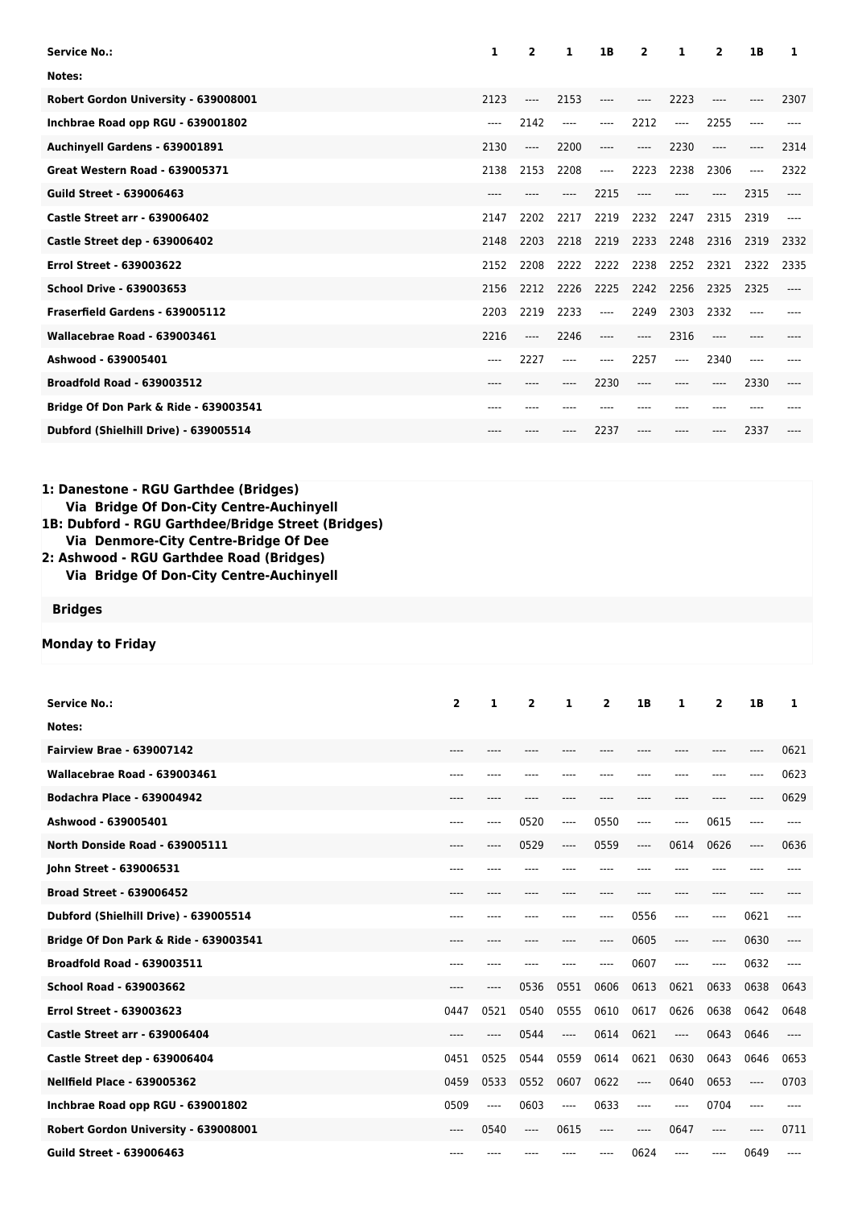| Service No.: | 1 | 2 | 1 | 1B | 2 | 1 | 2 | 1B | 1 |
|---|---|---|---|---|---|---|---|---|---|
| Notes: | | | | | | | | | |
| Robert Gordon University - 639008001 | 2123 | ---- | 2153 | ---- | ---- | 2223 | ---- | ---- | 2307 |
| Inchbrae Road opp RGU - 639001802 | ---- | 2142 | ---- | ---- | 2212 | ---- | 2255 | ---- | ---- |
| Auchinyell Gardens - 639001891 | 2130 | ---- | 2200 | ---- | ---- | 2230 | ---- | ---- | 2314 |
| Great Western Road - 639005371 | 2138 | 2153 | 2208 | ---- | 2223 | 2238 | 2306 | ---- | 2322 |
| Guild Street - 639006463 | ---- | ---- | ---- | 2215 | ---- | ---- | ---- | 2315 | ---- |
| Castle Street arr - 639006402 | 2147 | 2202 | 2217 | 2219 | 2232 | 2247 | 2315 | 2319 | ---- |
| Castle Street dep - 639006402 | 2148 | 2203 | 2218 | 2219 | 2233 | 2248 | 2316 | 2319 | 2332 |
| Errol Street - 639003622 | 2152 | 2208 | 2222 | 2222 | 2238 | 2252 | 2321 | 2322 | 2335 |
| School Drive - 639003653 | 2156 | 2212 | 2226 | 2225 | 2242 | 2256 | 2325 | 2325 | ---- |
| Fraserfield Gardens - 639005112 | 2203 | 2219 | 2233 | ---- | 2249 | 2303 | 2332 | ---- | ---- |
| Wallacebrae Road - 639003461 | 2216 | ---- | 2246 | ---- | ---- | 2316 | ---- | ---- | ---- |
| Ashwood - 639005401 | ---- | 2227 | ---- | ---- | 2257 | ---- | 2340 | ---- | ---- |
| Broadfold Road - 639003512 | ---- | ---- | ---- | 2230 | ---- | ---- | ---- | 2330 | ---- |
| Bridge Of Don Park & Ride - 639003541 | ---- | ---- | ---- | ---- | ---- | ---- | ---- | ---- | ---- |
| Dubford (Shielhill Drive) - 639005514 | ---- | ---- | ---- | 2237 | ---- | ---- | ---- | 2337 | ---- |

**1: Danestone - RGU Garthdee (Bridges)**
**Via Bridge Of Don-City Centre-Auchinyell**
**1B: Dubford - RGU Garthdee/Bridge Street (Bridges)**
**Via Denmore-City Centre-Bridge Of Dee**
**2: Ashwood - RGU Garthdee Road (Bridges)**
**Via Bridge Of Don-City Centre-Auchinyell**

**Bridges**

**Monday to Friday**

| Service No.: | 2 | 1 | 2 | 1 | 2 | 1B | 1 | 2 | 1B | 1 |
|---|---|---|---|---|---|---|---|---|---|---|
| Notes: | | | | | | | | | | |
| Fairview Brae - 639007142 | ---- | ---- | ---- | ---- | ---- | ---- | ---- | ---- | ---- | 0621 |
| Wallacebrae Road - 639003461 | ---- | ---- | ---- | ---- | ---- | ---- | ---- | ---- | ---- | 0623 |
| Bodachra Place - 639004942 | ---- | ---- | ---- | ---- | ---- | ---- | ---- | ---- | ---- | 0629 |
| Ashwood - 639005401 | ---- | ---- | 0520 | ---- | 0550 | ---- | ---- | 0615 | ---- | ---- |
| North Donside Road - 639005111 | ---- | ---- | 0529 | ---- | 0559 | ---- | 0614 | 0626 | ---- | 0636 |
| John Street - 639006531 | ---- | ---- | ---- | ---- | ---- | ---- | ---- | ---- | ---- | ---- |
| Broad Street - 639006452 | ---- | ---- | ---- | ---- | ---- | ---- | ---- | ---- | ---- | ---- |
| Dubford (Shielhill Drive) - 639005514 | ---- | ---- | ---- | ---- | ---- | 0556 | ---- | ---- | 0621 | ---- |
| Bridge Of Don Park & Ride - 639003541 | ---- | ---- | ---- | ---- | ---- | 0605 | ---- | ---- | 0630 | ---- |
| Broadfold Road - 639003511 | ---- | ---- | ---- | ---- | ---- | 0607 | ---- | ---- | 0632 | ---- |
| School Road - 639003662 | ---- | ---- | 0536 | 0551 | 0606 | 0613 | 0621 | 0633 | 0638 | 0643 |
| Errol Street - 639003623 | 0447 | 0521 | 0540 | 0555 | 0610 | 0617 | 0626 | 0638 | 0642 | 0648 |
| Castle Street arr - 639006404 | ---- | ---- | 0544 | ---- | 0614 | 0621 | ---- | 0643 | 0646 | ---- |
| Castle Street dep - 639006404 | 0451 | 0525 | 0544 | 0559 | 0614 | 0621 | 0630 | 0643 | 0646 | 0653 |
| Nellfield Place - 639005362 | 0459 | 0533 | 0552 | 0607 | 0622 | ---- | 0640 | 0653 | ---- | 0703 |
| Inchbrae Road opp RGU - 639001802 | 0509 | ---- | 0603 | ---- | 0633 | ---- | ---- | 0704 | ---- | ---- |
| Robert Gordon University - 639008001 | ---- | 0540 | ---- | 0615 | ---- | ---- | 0647 | ---- | ---- | 0711 |
| Guild Street - 639006463 | ---- | ---- | ---- | ---- | ---- | 0624 | ---- | ---- | 0649 | ---- |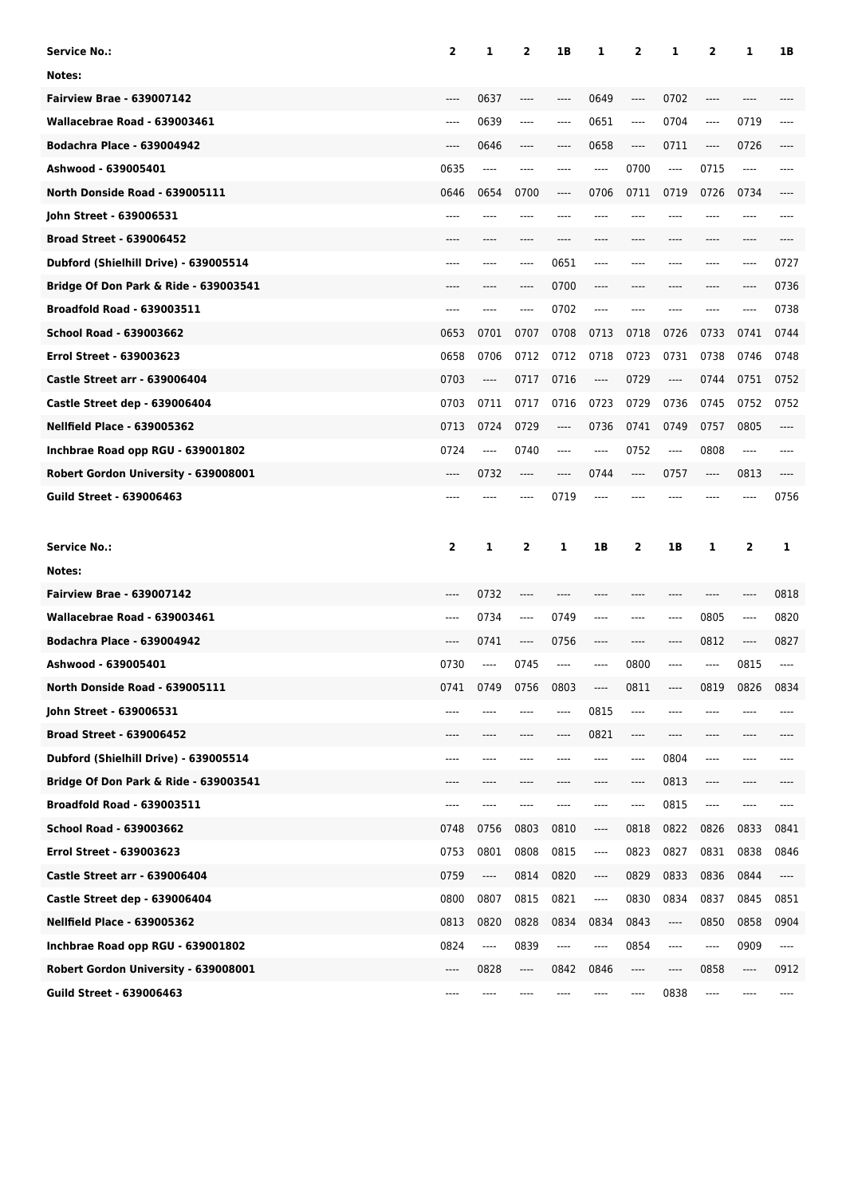| Service No.: | 2 | 1 | 2 | 1B | 1 | 2 | 1 | 2 | 1 | 1B |
|---|---|---|---|---|---|---|---|---|---|---|
| Notes: | | | | | | | | | | |
| Fairview Brae - 639007142 | ---- | 0637 | ---- | ---- | 0649 | ---- | 0702 | ---- | ---- | ---- |
| Wallacebrae Road - 639003461 | ---- | 0639 | ---- | ---- | 0651 | ---- | 0704 | ---- | 0719 | ---- |
| Bodachra Place - 639004942 | ---- | 0646 | ---- | ---- | 0658 | ---- | 0711 | ---- | 0726 | ---- |
| Ashwood - 639005401 | 0635 | ---- | ---- | ---- | ---- | 0700 | ---- | 0715 | ---- | ---- |
| North Donside Road - 639005111 | 0646 | 0654 | 0700 | ---- | 0706 | 0711 | 0719 | 0726 | 0734 | ---- |
| John Street - 639006531 | ---- | ---- | ---- | ---- | ---- | ---- | ---- | ---- | ---- | ---- |
| Broad Street - 639006452 | ---- | ---- | ---- | ---- | ---- | ---- | ---- | ---- | ---- | ---- |
| Dubford (Shielhill Drive) - 639005514 | ---- | ---- | ---- | 0651 | ---- | ---- | ---- | ---- | ---- | 0727 |
| Bridge Of Don Park & Ride - 639003541 | ---- | ---- | ---- | 0700 | ---- | ---- | ---- | ---- | ---- | 0736 |
| Broadfold Road - 639003511 | ---- | ---- | ---- | 0702 | ---- | ---- | ---- | ---- | ---- | 0738 |
| School Road - 639003662 | 0653 | 0701 | 0707 | 0708 | 0713 | 0718 | 0726 | 0733 | 0741 | 0744 |
| Errol Street - 639003623 | 0658 | 0706 | 0712 | 0712 | 0718 | 0723 | 0731 | 0738 | 0746 | 0748 |
| Castle Street arr - 639006404 | 0703 | ---- | 0717 | 0716 | ---- | 0729 | ---- | 0744 | 0751 | 0752 |
| Castle Street dep - 639006404 | 0703 | 0711 | 0717 | 0716 | 0723 | 0729 | 0736 | 0745 | 0752 | 0752 |
| Nellfield Place - 639005362 | 0713 | 0724 | 0729 | ---- | 0736 | 0741 | 0749 | 0757 | 0805 | ---- |
| Inchbrae Road opp RGU - 639001802 | 0724 | ---- | 0740 | ---- | ---- | 0752 | ---- | 0808 | ---- | ---- |
| Robert Gordon University - 639008001 | ---- | 0732 | ---- | ---- | 0744 | ---- | 0757 | ---- | 0813 | ---- |
| Guild Street - 639006463 | ---- | ---- | ---- | 0719 | ---- | ---- | ---- | ---- | ---- | 0756 |

| Service No.: | 2 | 1 | 2 | 1 | 1B | 2 | 1B | 1 | 2 | 1 |
|---|---|---|---|---|---|---|---|---|---|---|
| Notes: | | | | | | | | | | |
| Fairview Brae - 639007142 | ---- | 0732 | ---- | ---- | ---- | ---- | ---- | ---- | ---- | 0818 |
| Wallacebrae Road - 639003461 | ---- | 0734 | ---- | 0749 | ---- | ---- | ---- | 0805 | ---- | 0820 |
| Bodachra Place - 639004942 | ---- | 0741 | ---- | 0756 | ---- | ---- | ---- | 0812 | ---- | 0827 |
| Ashwood - 639005401 | 0730 | ---- | 0745 | ---- | ---- | 0800 | ---- | ---- | 0815 | ---- |
| North Donside Road - 639005111 | 0741 | 0749 | 0756 | 0803 | ---- | 0811 | ---- | 0819 | 0826 | 0834 |
| John Street - 639006531 | ---- | ---- | ---- | ---- | 0815 | ---- | ---- | ---- | ---- | ---- |
| Broad Street - 639006452 | ---- | ---- | ---- | ---- | 0821 | ---- | ---- | ---- | ---- | ---- |
| Dubford (Shielhill Drive) - 639005514 | ---- | ---- | ---- | ---- | ---- | ---- | 0804 | ---- | ---- | ---- |
| Bridge Of Don Park & Ride - 639003541 | ---- | ---- | ---- | ---- | ---- | ---- | 0813 | ---- | ---- | ---- |
| Broadfold Road - 639003511 | ---- | ---- | ---- | ---- | ---- | ---- | 0815 | ---- | ---- | ---- |
| School Road - 639003662 | 0748 | 0756 | 0803 | 0810 | ---- | 0818 | 0822 | 0826 | 0833 | 0841 |
| Errol Street - 639003623 | 0753 | 0801 | 0808 | 0815 | ---- | 0823 | 0827 | 0831 | 0838 | 0846 |
| Castle Street arr - 639006404 | 0759 | ---- | 0814 | 0820 | ---- | 0829 | 0833 | 0836 | 0844 | ---- |
| Castle Street dep - 639006404 | 0800 | 0807 | 0815 | 0821 | ---- | 0830 | 0834 | 0837 | 0845 | 0851 |
| Nellfield Place - 639005362 | 0813 | 0820 | 0828 | 0834 | 0834 | 0843 | ---- | 0850 | 0858 | 0904 |
| Inchbrae Road opp RGU - 639001802 | 0824 | ---- | 0839 | ---- | ---- | 0854 | ---- | ---- | 0909 | ---- |
| Robert Gordon University - 639008001 | ---- | 0828 | ---- | 0842 | 0846 | ---- | ---- | 0858 | ---- | 0912 |
| Guild Street - 639006463 | ---- | ---- | ---- | ---- | ---- | ---- | 0838 | ---- | ---- | ---- |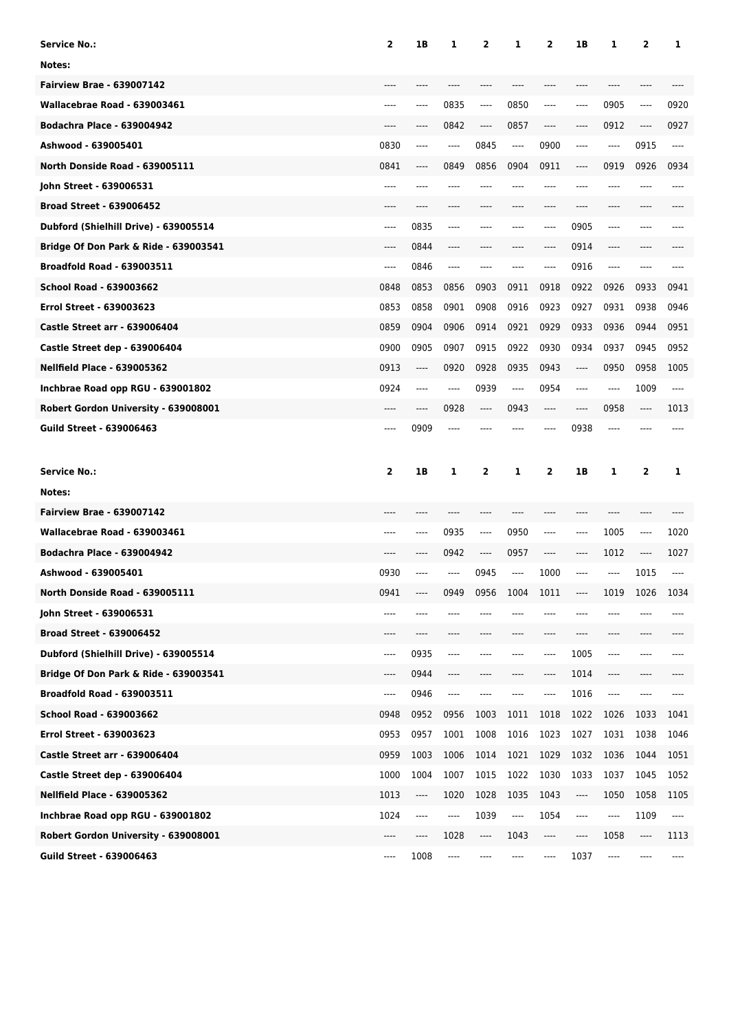| Service No.: | 2 | 1B | 1 | 2 | 1 | 2 | 1B | 1 | 2 | 1 |
|---|---|---|---|---|---|---|---|---|---|---|
| Notes: | | | | | | | | | | |
| Fairview Brae - 639007142 | ---- | ---- | ---- | ---- | ---- | ---- | ---- | ---- | ---- | ---- |
| Wallacebrae Road - 639003461 | ---- | ---- | 0835 | ---- | 0850 | ---- | ---- | 0905 | ---- | 0920 |
| Bodachra Place - 639004942 | ---- | ---- | 0842 | ---- | 0857 | ---- | ---- | 0912 | ---- | 0927 |
| Ashwood - 639005401 | 0830 | ---- | ---- | 0845 | ---- | 0900 | ---- | ---- | 0915 | ---- |
| North Donside Road - 639005111 | 0841 | ---- | 0849 | 0856 | 0904 | 0911 | ---- | 0919 | 0926 | 0934 |
| John Street - 639006531 | ---- | ---- | ---- | ---- | ---- | ---- | ---- | ---- | ---- | ---- |
| Broad Street - 639006452 | ---- | ---- | ---- | ---- | ---- | ---- | ---- | ---- | ---- | ---- |
| Dubford (Shielhill Drive) - 639005514 | ---- | 0835 | ---- | ---- | ---- | ---- | 0905 | ---- | ---- | ---- |
| Bridge Of Don Park & Ride - 639003541 | ---- | 0844 | ---- | ---- | ---- | ---- | 0914 | ---- | ---- | ---- |
| Broadfold Road - 639003511 | ---- | 0846 | ---- | ---- | ---- | ---- | 0916 | ---- | ---- | ---- |
| School Road - 639003662 | 0848 | 0853 | 0856 | 0903 | 0911 | 0918 | 0922 | 0926 | 0933 | 0941 |
| Errol Street - 639003623 | 0853 | 0858 | 0901 | 0908 | 0916 | 0923 | 0927 | 0931 | 0938 | 0946 |
| Castle Street arr - 639006404 | 0859 | 0904 | 0906 | 0914 | 0921 | 0929 | 0933 | 0936 | 0944 | 0951 |
| Castle Street dep - 639006404 | 0900 | 0905 | 0907 | 0915 | 0922 | 0930 | 0934 | 0937 | 0945 | 0952 |
| Nellfield Place - 639005362 | 0913 | ---- | 0920 | 0928 | 0935 | 0943 | ---- | 0950 | 0958 | 1005 |
| Inchbrae Road opp RGU - 639001802 | 0924 | ---- | ---- | 0939 | ---- | 0954 | ---- | ---- | 1009 | ---- |
| Robert Gordon University - 639008001 | ---- | ---- | 0928 | ---- | 0943 | ---- | ---- | 0958 | ---- | 1013 |
| Guild Street - 639006463 | ---- | 0909 | ---- | ---- | ---- | ---- | 0938 | ---- | ---- | ---- |

| Service No.: | 2 | 1B | 1 | 2 | 1 | 2 | 1B | 1 | 2 | 1 |
|---|---|---|---|---|---|---|---|---|---|---|
| Notes: | | | | | | | | | | |
| Fairview Brae - 639007142 | ---- | ---- | ---- | ---- | ---- | ---- | ---- | ---- | ---- | ---- |
| Wallacebrae Road - 639003461 | ---- | ---- | 0935 | ---- | 0950 | ---- | ---- | 1005 | ---- | 1020 |
| Bodachra Place - 639004942 | ---- | ---- | 0942 | ---- | 0957 | ---- | ---- | 1012 | ---- | 1027 |
| Ashwood - 639005401 | 0930 | ---- | ---- | 0945 | ---- | 1000 | ---- | ---- | 1015 | ---- |
| North Donside Road - 639005111 | 0941 | ---- | 0949 | 0956 | 1004 | 1011 | ---- | 1019 | 1026 | 1034 |
| John Street - 639006531 | ---- | ---- | ---- | ---- | ---- | ---- | ---- | ---- | ---- | ---- |
| Broad Street - 639006452 | ---- | ---- | ---- | ---- | ---- | ---- | ---- | ---- | ---- | ---- |
| Dubford (Shielhill Drive) - 639005514 | ---- | 0935 | ---- | ---- | ---- | ---- | 1005 | ---- | ---- | ---- |
| Bridge Of Don Park & Ride - 639003541 | ---- | 0944 | ---- | ---- | ---- | ---- | 1014 | ---- | ---- | ---- |
| Broadfold Road - 639003511 | ---- | 0946 | ---- | ---- | ---- | ---- | 1016 | ---- | ---- | ---- |
| School Road - 639003662 | 0948 | 0952 | 0956 | 1003 | 1011 | 1018 | 1022 | 1026 | 1033 | 1041 |
| Errol Street - 639003623 | 0953 | 0957 | 1001 | 1008 | 1016 | 1023 | 1027 | 1031 | 1038 | 1046 |
| Castle Street arr - 639006404 | 0959 | 1003 | 1006 | 1014 | 1021 | 1029 | 1032 | 1036 | 1044 | 1051 |
| Castle Street dep - 639006404 | 1000 | 1004 | 1007 | 1015 | 1022 | 1030 | 1033 | 1037 | 1045 | 1052 |
| Nellfield Place - 639005362 | 1013 | ---- | 1020 | 1028 | 1035 | 1043 | ---- | 1050 | 1058 | 1105 |
| Inchbrae Road opp RGU - 639001802 | 1024 | ---- | ---- | 1039 | ---- | 1054 | ---- | ---- | 1109 | ---- |
| Robert Gordon University - 639008001 | ---- | ---- | 1028 | ---- | 1043 | ---- | ---- | 1058 | ---- | 1113 |
| Guild Street - 639006463 | ---- | 1008 | ---- | ---- | ---- | ---- | 1037 | ---- | ---- | ---- |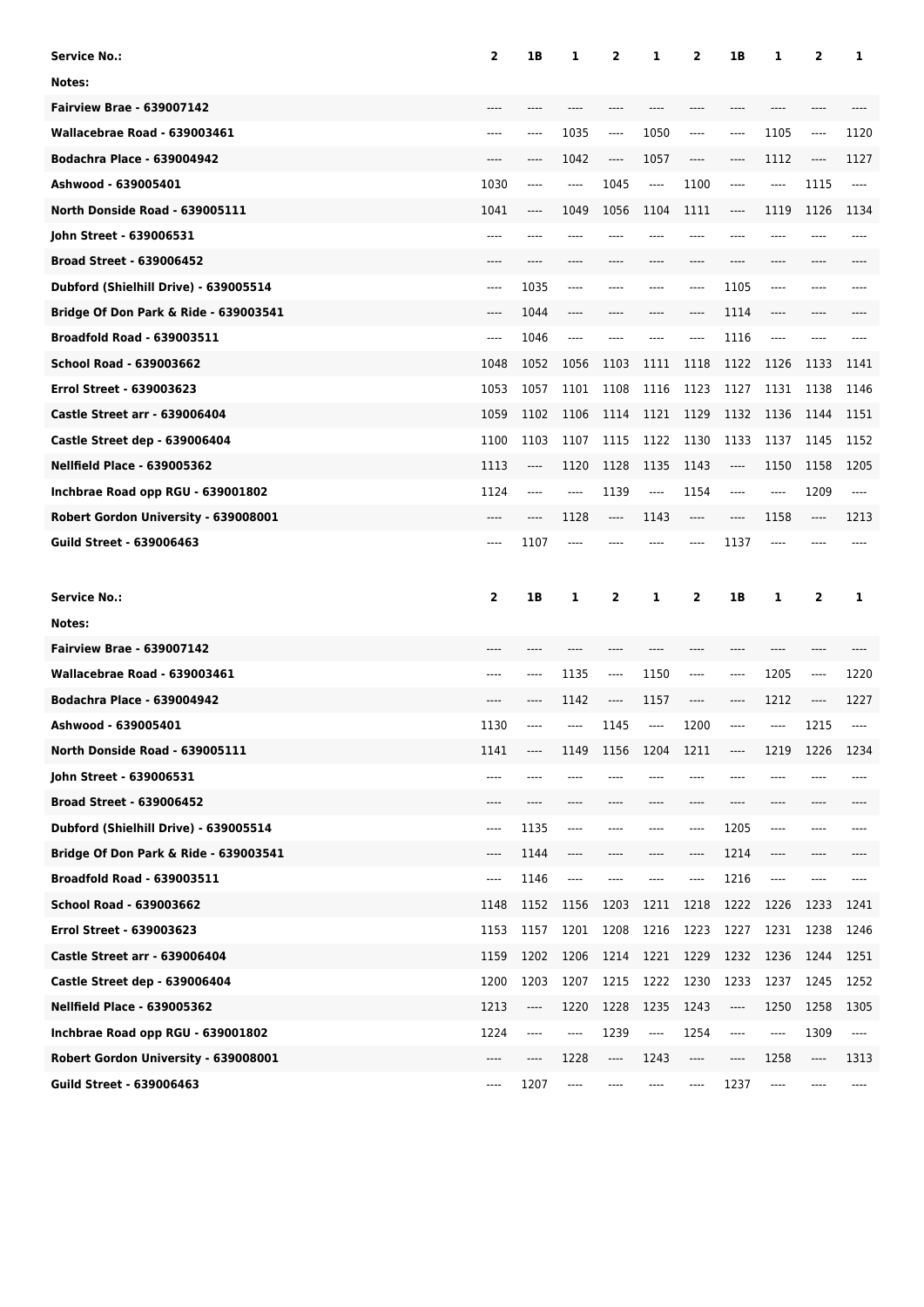| Service No.: | 2 | 1B | 1 | 2 | 1 | 2 | 1B | 1 | 2 | 1 |
|---|---|---|---|---|---|---|---|---|---|---|
| Notes: | | | | | | | | | | |
| Fairview Brae - 639007142 | ---- | ---- | ---- | ---- | ---- | ---- | ---- | ---- | ---- | ---- |
| Wallacebrae Road - 639003461 | ---- | ---- | 1035 | ---- | 1050 | ---- | ---- | 1105 | ---- | 1120 |
| Bodachra Place - 639004942 | ---- | ---- | 1042 | ---- | 1057 | ---- | ---- | 1112 | ---- | 1127 |
| Ashwood - 639005401 | 1030 | ---- | ---- | 1045 | ---- | 1100 | ---- | ---- | 1115 | ---- |
| North Donside Road - 639005111 | 1041 | ---- | 1049 | 1056 | 1104 | 1111 | ---- | 1119 | 1126 | 1134 |
| John Street - 639006531 | ---- | ---- | ---- | ---- | ---- | ---- | ---- | ---- | ---- | ---- |
| Broad Street - 639006452 | ---- | ---- | ---- | ---- | ---- | ---- | ---- | ---- | ---- | ---- |
| Dubford (Shielhill Drive) - 639005514 | ---- | 1035 | ---- | ---- | ---- | ---- | 1105 | ---- | ---- | ---- |
| Bridge Of Don Park & Ride - 639003541 | ---- | 1044 | ---- | ---- | ---- | ---- | 1114 | ---- | ---- | ---- |
| Broadfold Road - 639003511 | ---- | 1046 | ---- | ---- | ---- | ---- | 1116 | ---- | ---- | ---- |
| School Road - 639003662 | 1048 | 1052 | 1056 | 1103 | 1111 | 1118 | 1122 | 1126 | 1133 | 1141 |
| Errol Street - 639003623 | 1053 | 1057 | 1101 | 1108 | 1116 | 1123 | 1127 | 1131 | 1138 | 1146 |
| Castle Street arr - 639006404 | 1059 | 1102 | 1106 | 1114 | 1121 | 1129 | 1132 | 1136 | 1144 | 1151 |
| Castle Street dep - 639006404 | 1100 | 1103 | 1107 | 1115 | 1122 | 1130 | 1133 | 1137 | 1145 | 1152 |
| Nellfield Place - 639005362 | 1113 | ---- | 1120 | 1128 | 1135 | 1143 | ---- | 1150 | 1158 | 1205 |
| Inchbrae Road opp RGU - 639001802 | 1124 | ---- | ---- | 1139 | ---- | 1154 | ---- | ---- | 1209 | ---- |
| Robert Gordon University - 639008001 | ---- | ---- | 1128 | ---- | 1143 | ---- | ---- | 1158 | ---- | 1213 |
| Guild Street - 639006463 | ---- | 1107 | ---- | ---- | ---- | ---- | 1137 | ---- | ---- | ---- |

| Service No.: | 2 | 1B | 1 | 2 | 1 | 2 | 1B | 1 | 2 | 1 |
|---|---|---|---|---|---|---|---|---|---|---|
| Notes: | | | | | | | | | | |
| Fairview Brae - 639007142 | ---- | ---- | ---- | ---- | ---- | ---- | ---- | ---- | ---- | ---- |
| Wallacebrae Road - 639003461 | ---- | ---- | 1135 | ---- | 1150 | ---- | ---- | 1205 | ---- | 1220 |
| Bodachra Place - 639004942 | ---- | ---- | 1142 | ---- | 1157 | ---- | ---- | 1212 | ---- | 1227 |
| Ashwood - 639005401 | 1130 | ---- | ---- | 1145 | ---- | 1200 | ---- | ---- | 1215 | ---- |
| North Donside Road - 639005111 | 1141 | ---- | 1149 | 1156 | 1204 | 1211 | ---- | 1219 | 1226 | 1234 |
| John Street - 639006531 | ---- | ---- | ---- | ---- | ---- | ---- | ---- | ---- | ---- | ---- |
| Broad Street - 639006452 | ---- | ---- | ---- | ---- | ---- | ---- | ---- | ---- | ---- | ---- |
| Dubford (Shielhill Drive) - 639005514 | ---- | 1135 | ---- | ---- | ---- | ---- | 1205 | ---- | ---- | ---- |
| Bridge Of Don Park & Ride - 639003541 | ---- | 1144 | ---- | ---- | ---- | ---- | 1214 | ---- | ---- | ---- |
| Broadfold Road - 639003511 | ---- | 1146 | ---- | ---- | ---- | ---- | 1216 | ---- | ---- | ---- |
| School Road - 639003662 | 1148 | 1152 | 1156 | 1203 | 1211 | 1218 | 1222 | 1226 | 1233 | 1241 |
| Errol Street - 639003623 | 1153 | 1157 | 1201 | 1208 | 1216 | 1223 | 1227 | 1231 | 1238 | 1246 |
| Castle Street arr - 639006404 | 1159 | 1202 | 1206 | 1214 | 1221 | 1229 | 1232 | 1236 | 1244 | 1251 |
| Castle Street dep - 639006404 | 1200 | 1203 | 1207 | 1215 | 1222 | 1230 | 1233 | 1237 | 1245 | 1252 |
| Nellfield Place - 639005362 | 1213 | ---- | 1220 | 1228 | 1235 | 1243 | ---- | 1250 | 1258 | 1305 |
| Inchbrae Road opp RGU - 639001802 | 1224 | ---- | ---- | 1239 | ---- | 1254 | ---- | ---- | 1309 | ---- |
| Robert Gordon University - 639008001 | ---- | ---- | 1228 | ---- | 1243 | ---- | ---- | 1258 | ---- | 1313 |
| Guild Street - 639006463 | ---- | 1207 | ---- | ---- | ---- | ---- | 1237 | ---- | ---- | ---- |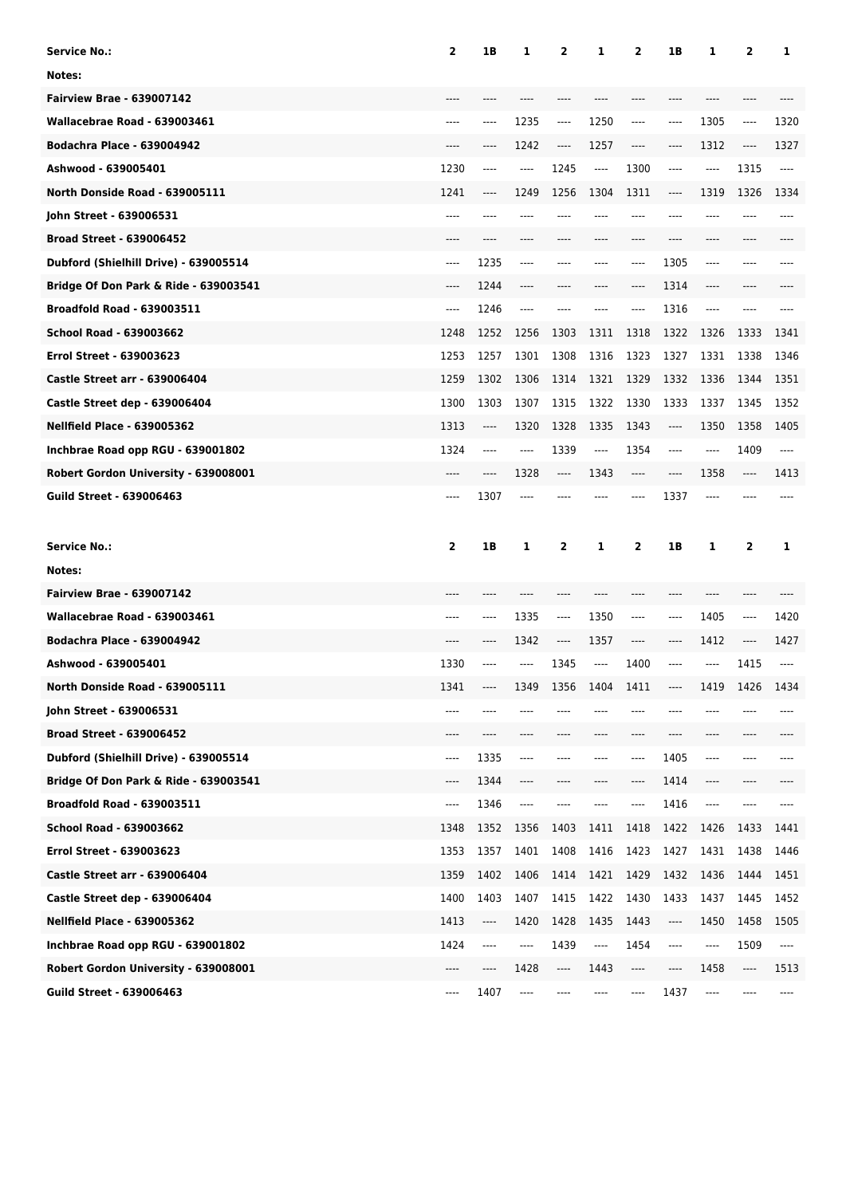| Service No.: | 2 | 1B | 1 | 2 | 1 | 2 | 1B | 1 | 2 | 1 |
|---|---|---|---|---|---|---|---|---|---|---|
| Notes: | | | | | | | | | | |
| Fairview Brae - 639007142 | ---- | ---- | ---- | ---- | ---- | ---- | ---- | ---- | ---- | ---- |
| Wallacebrae Road - 639003461 | ---- | ---- | 1235 | ---- | 1250 | ---- | ---- | 1305 | ---- | 1320 |
| Bodachra Place - 639004942 | ---- | ---- | 1242 | ---- | 1257 | ---- | ---- | 1312 | ---- | 1327 |
| Ashwood - 639005401 | 1230 | ---- | ---- | 1245 | ---- | 1300 | ---- | ---- | 1315 | ---- |
| North Donside Road - 639005111 | 1241 | ---- | 1249 | 1256 | 1304 | 1311 | ---- | 1319 | 1326 | 1334 |
| John Street - 639006531 | ---- | ---- | ---- | ---- | ---- | ---- | ---- | ---- | ---- | ---- |
| Broad Street - 639006452 | ---- | ---- | ---- | ---- | ---- | ---- | ---- | ---- | ---- | ---- |
| Dubford (Shielhill Drive) - 639005514 | ---- | 1235 | ---- | ---- | ---- | ---- | 1305 | ---- | ---- | ---- |
| Bridge Of Don Park & Ride - 639003541 | ---- | 1244 | ---- | ---- | ---- | ---- | 1314 | ---- | ---- | ---- |
| Broadfold Road - 639003511 | ---- | 1246 | ---- | ---- | ---- | ---- | 1316 | ---- | ---- | ---- |
| School Road - 639003662 | 1248 | 1252 | 1256 | 1303 | 1311 | 1318 | 1322 | 1326 | 1333 | 1341 |
| Errol Street - 639003623 | 1253 | 1257 | 1301 | 1308 | 1316 | 1323 | 1327 | 1331 | 1338 | 1346 |
| Castle Street arr - 639006404 | 1259 | 1302 | 1306 | 1314 | 1321 | 1329 | 1332 | 1336 | 1344 | 1351 |
| Castle Street dep - 639006404 | 1300 | 1303 | 1307 | 1315 | 1322 | 1330 | 1333 | 1337 | 1345 | 1352 |
| Nellfield Place - 639005362 | 1313 | ---- | 1320 | 1328 | 1335 | 1343 | ---- | 1350 | 1358 | 1405 |
| Inchbrae Road opp RGU - 639001802 | 1324 | ---- | ---- | 1339 | ---- | 1354 | ---- | ---- | 1409 | ---- |
| Robert Gordon University - 639008001 | ---- | ---- | 1328 | ---- | 1343 | ---- | ---- | 1358 | ---- | 1413 |
| Guild Street - 639006463 | ---- | 1307 | ---- | ---- | ---- | ---- | 1337 | ---- | ---- | ---- |

| Service No.: | 2 | 1B | 1 | 2 | 1 | 2 | 1B | 1 | 2 | 1 |
|---|---|---|---|---|---|---|---|---|---|---|
| Notes: | | | | | | | | | | |
| Fairview Brae - 639007142 | ---- | ---- | ---- | ---- | ---- | ---- | ---- | ---- | ---- | ---- |
| Wallacebrae Road - 639003461 | ---- | ---- | 1335 | ---- | 1350 | ---- | ---- | 1405 | ---- | 1420 |
| Bodachra Place - 639004942 | ---- | ---- | 1342 | ---- | 1357 | ---- | ---- | 1412 | ---- | 1427 |
| Ashwood - 639005401 | 1330 | ---- | ---- | 1345 | ---- | 1400 | ---- | ---- | 1415 | ---- |
| North Donside Road - 639005111 | 1341 | ---- | 1349 | 1356 | 1404 | 1411 | ---- | 1419 | 1426 | 1434 |
| John Street - 639006531 | ---- | ---- | ---- | ---- | ---- | ---- | ---- | ---- | ---- | ---- |
| Broad Street - 639006452 | ---- | ---- | ---- | ---- | ---- | ---- | ---- | ---- | ---- | ---- |
| Dubford (Shielhill Drive) - 639005514 | ---- | 1335 | ---- | ---- | ---- | ---- | 1405 | ---- | ---- | ---- |
| Bridge Of Don Park & Ride - 639003541 | ---- | 1344 | ---- | ---- | ---- | ---- | 1414 | ---- | ---- | ---- |
| Broadfold Road - 639003511 | ---- | 1346 | ---- | ---- | ---- | ---- | 1416 | ---- | ---- | ---- |
| School Road - 639003662 | 1348 | 1352 | 1356 | 1403 | 1411 | 1418 | 1422 | 1426 | 1433 | 1441 |
| Errol Street - 639003623 | 1353 | 1357 | 1401 | 1408 | 1416 | 1423 | 1427 | 1431 | 1438 | 1446 |
| Castle Street arr - 639006404 | 1359 | 1402 | 1406 | 1414 | 1421 | 1429 | 1432 | 1436 | 1444 | 1451 |
| Castle Street dep - 639006404 | 1400 | 1403 | 1407 | 1415 | 1422 | 1430 | 1433 | 1437 | 1445 | 1452 |
| Nellfield Place - 639005362 | 1413 | ---- | 1420 | 1428 | 1435 | 1443 | ---- | 1450 | 1458 | 1505 |
| Inchbrae Road opp RGU - 639001802 | 1424 | ---- | ---- | 1439 | ---- | 1454 | ---- | ---- | 1509 | ---- |
| Robert Gordon University - 639008001 | ---- | ---- | 1428 | ---- | 1443 | ---- | ---- | 1458 | ---- | 1513 |
| Guild Street - 639006463 | ---- | 1407 | ---- | ---- | ---- | ---- | 1437 | ---- | ---- | ---- |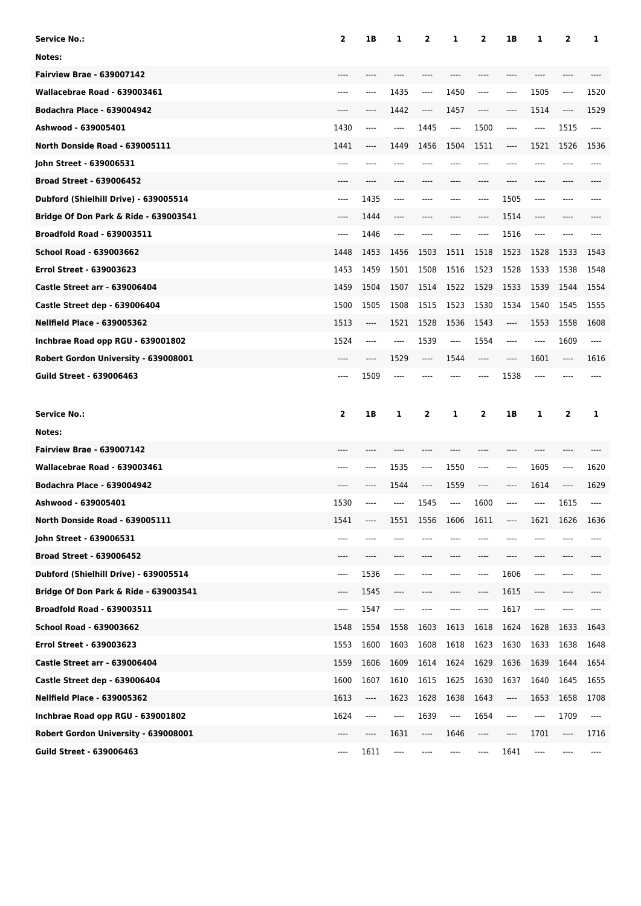| Service No.: | 2 | 1B | 1 | 2 | 1 | 2 | 1B | 1 | 2 | 1 |
|---|---|---|---|---|---|---|---|---|---|---|
| Notes: | | | | | | | | | | |
| Fairview Brae - 639007142 | ---- | ---- | ---- | ---- | ---- | ---- | ---- | ---- | ---- | ---- |
| Wallacebrae Road - 639003461 | ---- | ---- | 1435 | ---- | 1450 | ---- | ---- | 1505 | ---- | 1520 |
| Bodachra Place - 639004942 | ---- | ---- | 1442 | ---- | 1457 | ---- | ---- | 1514 | ---- | 1529 |
| Ashwood - 639005401 | 1430 | ---- | ---- | 1445 | ---- | 1500 | ---- | ---- | 1515 | ---- |
| North Donside Road - 639005111 | 1441 | ---- | 1449 | 1456 | 1504 | 1511 | ---- | 1521 | 1526 | 1536 |
| John Street - 639006531 | ---- | ---- | ---- | ---- | ---- | ---- | ---- | ---- | ---- | ---- |
| Broad Street - 639006452 | ---- | ---- | ---- | ---- | ---- | ---- | ---- | ---- | ---- | ---- |
| Dubford (Shielhill Drive) - 639005514 | ---- | 1435 | ---- | ---- | ---- | ---- | 1505 | ---- | ---- | ---- |
| Bridge Of Don Park & Ride - 639003541 | ---- | 1444 | ---- | ---- | ---- | ---- | 1514 | ---- | ---- | ---- |
| Broadfold Road - 639003511 | ---- | 1446 | ---- | ---- | ---- | ---- | 1516 | ---- | ---- | ---- |
| School Road - 639003662 | 1448 | 1453 | 1456 | 1503 | 1511 | 1518 | 1523 | 1528 | 1533 | 1543 |
| Errol Street - 639003623 | 1453 | 1459 | 1501 | 1508 | 1516 | 1523 | 1528 | 1533 | 1538 | 1548 |
| Castle Street arr - 639006404 | 1459 | 1504 | 1507 | 1514 | 1522 | 1529 | 1533 | 1539 | 1544 | 1554 |
| Castle Street dep - 639006404 | 1500 | 1505 | 1508 | 1515 | 1523 | 1530 | 1534 | 1540 | 1545 | 1555 |
| Nellfield Place - 639005362 | 1513 | ---- | 1521 | 1528 | 1536 | 1543 | ---- | 1553 | 1558 | 1608 |
| Inchbrae Road opp RGU - 639001802 | 1524 | ---- | ---- | 1539 | ---- | 1554 | ---- | ---- | 1609 | ---- |
| Robert Gordon University - 639008001 | ---- | ---- | 1529 | ---- | 1544 | ---- | ---- | 1601 | ---- | 1616 |
| Guild Street - 639006463 | ---- | 1509 | ---- | ---- | ---- | ---- | 1538 | ---- | ---- | ---- |

| Service No.: | 2 | 1B | 1 | 2 | 1 | 2 | 1B | 1 | 2 | 1 |
|---|---|---|---|---|---|---|---|---|---|---|
| Notes: | | | | | | | | | | |
| Fairview Brae - 639007142 | ---- | ---- | ---- | ---- | ---- | ---- | ---- | ---- | ---- | ---- |
| Wallacebrae Road - 639003461 | ---- | ---- | 1535 | ---- | 1550 | ---- | ---- | 1605 | ---- | 1620 |
| Bodachra Place - 639004942 | ---- | ---- | 1544 | ---- | 1559 | ---- | ---- | 1614 | ---- | 1629 |
| Ashwood - 639005401 | 1530 | ---- | ---- | 1545 | ---- | 1600 | ---- | ---- | 1615 | ---- |
| North Donside Road - 639005111 | 1541 | ---- | 1551 | 1556 | 1606 | 1611 | ---- | 1621 | 1626 | 1636 |
| John Street - 639006531 | ---- | ---- | ---- | ---- | ---- | ---- | ---- | ---- | ---- | ---- |
| Broad Street - 639006452 | ---- | ---- | ---- | ---- | ---- | ---- | ---- | ---- | ---- | ---- |
| Dubford (Shielhill Drive) - 639005514 | ---- | 1536 | ---- | ---- | ---- | ---- | 1606 | ---- | ---- | ---- |
| Bridge Of Don Park & Ride - 639003541 | ---- | 1545 | ---- | ---- | ---- | ---- | 1615 | ---- | ---- | ---- |
| Broadfold Road - 639003511 | ---- | 1547 | ---- | ---- | ---- | ---- | 1617 | ---- | ---- | ---- |
| School Road - 639003662 | 1548 | 1554 | 1558 | 1603 | 1613 | 1618 | 1624 | 1628 | 1633 | 1643 |
| Errol Street - 639003623 | 1553 | 1600 | 1603 | 1608 | 1618 | 1623 | 1630 | 1633 | 1638 | 1648 |
| Castle Street arr - 639006404 | 1559 | 1606 | 1609 | 1614 | 1624 | 1629 | 1636 | 1639 | 1644 | 1654 |
| Castle Street dep - 639006404 | 1600 | 1607 | 1610 | 1615 | 1625 | 1630 | 1637 | 1640 | 1645 | 1655 |
| Nellfield Place - 639005362 | 1613 | ---- | 1623 | 1628 | 1638 | 1643 | ---- | 1653 | 1658 | 1708 |
| Inchbrae Road opp RGU - 639001802 | 1624 | ---- | ---- | 1639 | ---- | 1654 | ---- | ---- | 1709 | ---- |
| Robert Gordon University - 639008001 | ---- | ---- | 1631 | ---- | 1646 | ---- | ---- | 1701 | ---- | 1716 |
| Guild Street - 639006463 | ---- | 1611 | ---- | ---- | ---- | ---- | 1641 | ---- | ---- | ---- |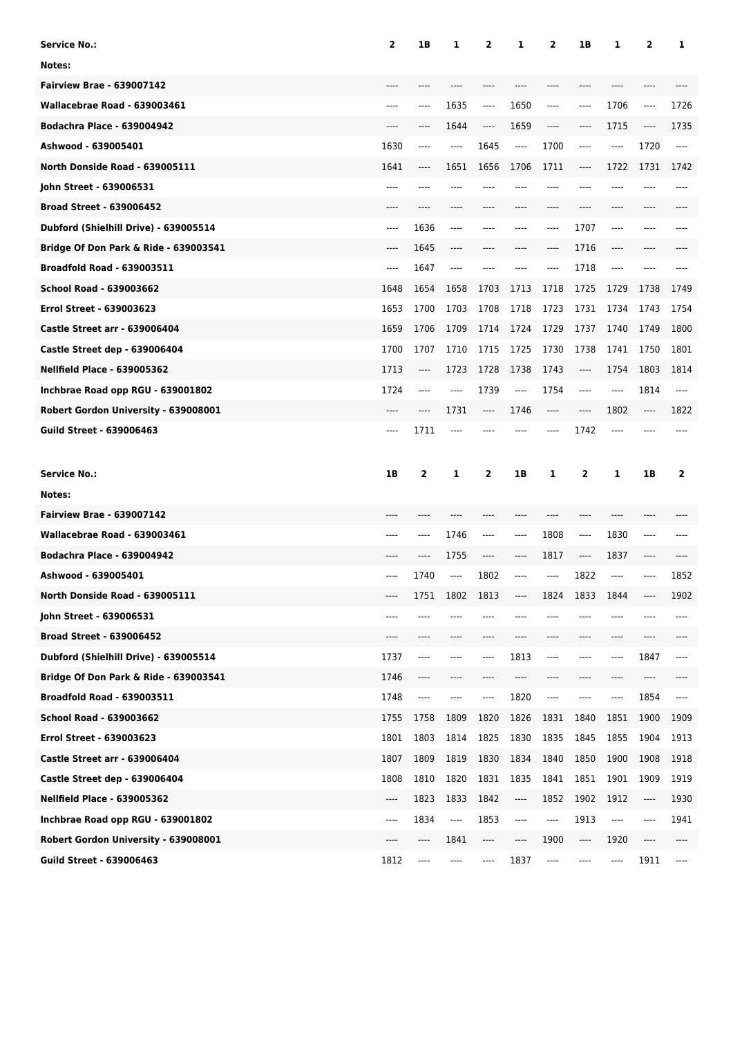| Service No.: | 2 | 1B | 1 | 2 | 1 | 2 | 1B | 1 | 2 | 1 |
|---|---|---|---|---|---|---|---|---|---|---|
| Notes: | | | | | | | | | | |
| Fairview Brae - 639007142 | ---- | ---- | ---- | ---- | ---- | ---- | ---- | ---- | ---- | ---- |
| Wallacebrae Road - 639003461 | ---- | ---- | 1635 | ---- | 1650 | ---- | ---- | 1706 | ---- | 1726 |
| Bodachra Place - 639004942 | ---- | ---- | 1644 | ---- | 1659 | ---- | ---- | 1715 | ---- | 1735 |
| Ashwood - 639005401 | 1630 | ---- | ---- | 1645 | ---- | 1700 | ---- | ---- | 1720 | ---- |
| North Donside Road - 639005111 | 1641 | ---- | 1651 | 1656 | 1706 | 1711 | ---- | 1722 | 1731 | 1742 |
| John Street - 639006531 | ---- | ---- | ---- | ---- | ---- | ---- | ---- | ---- | ---- | ---- |
| Broad Street - 639006452 | ---- | ---- | ---- | ---- | ---- | ---- | ---- | ---- | ---- | ---- |
| Dubford (Shielhill Drive) - 639005514 | ---- | 1636 | ---- | ---- | ---- | ---- | 1707 | ---- | ---- | ---- |
| Bridge Of Don Park & Ride - 639003541 | ---- | 1645 | ---- | ---- | ---- | ---- | 1716 | ---- | ---- | ---- |
| Broadfold Road - 639003511 | ---- | 1647 | ---- | ---- | ---- | ---- | 1718 | ---- | ---- | ---- |
| School Road - 639003662 | 1648 | 1654 | 1658 | 1703 | 1713 | 1718 | 1725 | 1729 | 1738 | 1749 |
| Errol Street - 639003623 | 1653 | 1700 | 1703 | 1708 | 1718 | 1723 | 1731 | 1734 | 1743 | 1754 |
| Castle Street arr - 639006404 | 1659 | 1706 | 1709 | 1714 | 1724 | 1729 | 1737 | 1740 | 1749 | 1800 |
| Castle Street dep - 639006404 | 1700 | 1707 | 1710 | 1715 | 1725 | 1730 | 1738 | 1741 | 1750 | 1801 |
| Nellfield Place - 639005362 | 1713 | ---- | 1723 | 1728 | 1738 | 1743 | ---- | 1754 | 1803 | 1814 |
| Inchbrae Road opp RGU - 639001802 | 1724 | ---- | ---- | 1739 | ---- | 1754 | ---- | ---- | 1814 | ---- |
| Robert Gordon University - 639008001 | ---- | ---- | 1731 | ---- | 1746 | ---- | ---- | 1802 | ---- | 1822 |
| Guild Street - 639006463 | ---- | 1711 | ---- | ---- | ---- | ---- | 1742 | ---- | ---- | ---- |

| Service No.: | 1B | 2 | 1 | 2 | 1B | 1 | 2 | 1 | 1B | 2 |
|---|---|---|---|---|---|---|---|---|---|---|
| Notes: | | | | | | | | | | |
| Fairview Brae - 639007142 | ---- | ---- | ---- | ---- | ---- | ---- | ---- | ---- | ---- | ---- |
| Wallacebrae Road - 639003461 | ---- | ---- | 1746 | ---- | ---- | 1808 | ---- | 1830 | ---- | ---- |
| Bodachra Place - 639004942 | ---- | ---- | 1755 | ---- | ---- | 1817 | ---- | 1837 | ---- | ---- |
| Ashwood - 639005401 | ---- | 1740 | ---- | 1802 | ---- | ---- | 1822 | ---- | ---- | 1852 |
| North Donside Road - 639005111 | ---- | 1751 | 1802 | 1813 | ---- | 1824 | 1833 | 1844 | ---- | 1902 |
| John Street - 639006531 | ---- | ---- | ---- | ---- | ---- | ---- | ---- | ---- | ---- | ---- |
| Broad Street - 639006452 | ---- | ---- | ---- | ---- | ---- | ---- | ---- | ---- | ---- | ---- |
| Dubford (Shielhill Drive) - 639005514 | 1737 | ---- | ---- | ---- | 1813 | ---- | ---- | ---- | 1847 | ---- |
| Bridge Of Don Park & Ride - 639003541 | 1746 | ---- | ---- | ---- | ---- | ---- | ---- | ---- | ---- | ---- |
| Broadfold Road - 639003511 | 1748 | ---- | ---- | ---- | 1820 | ---- | ---- | ---- | 1854 | ---- |
| School Road - 639003662 | 1755 | 1758 | 1809 | 1820 | 1826 | 1831 | 1840 | 1851 | 1900 | 1909 |
| Errol Street - 639003623 | 1801 | 1803 | 1814 | 1825 | 1830 | 1835 | 1845 | 1855 | 1904 | 1913 |
| Castle Street arr - 639006404 | 1807 | 1809 | 1819 | 1830 | 1834 | 1840 | 1850 | 1900 | 1908 | 1918 |
| Castle Street dep - 639006404 | 1808 | 1810 | 1820 | 1831 | 1835 | 1841 | 1851 | 1901 | 1909 | 1919 |
| Nellfield Place - 639005362 | ---- | 1823 | 1833 | 1842 | ---- | 1852 | 1902 | 1912 | ---- | 1930 |
| Inchbrae Road opp RGU - 639001802 | ---- | 1834 | ---- | 1853 | ---- | ---- | 1913 | ---- | ---- | 1941 |
| Robert Gordon University - 639008001 | ---- | ---- | 1841 | ---- | ---- | 1900 | ---- | 1920 | ---- | ---- |
| Guild Street - 639006463 | 1812 | ---- | ---- | ---- | 1837 | ---- | ---- | ---- | 1911 | ---- |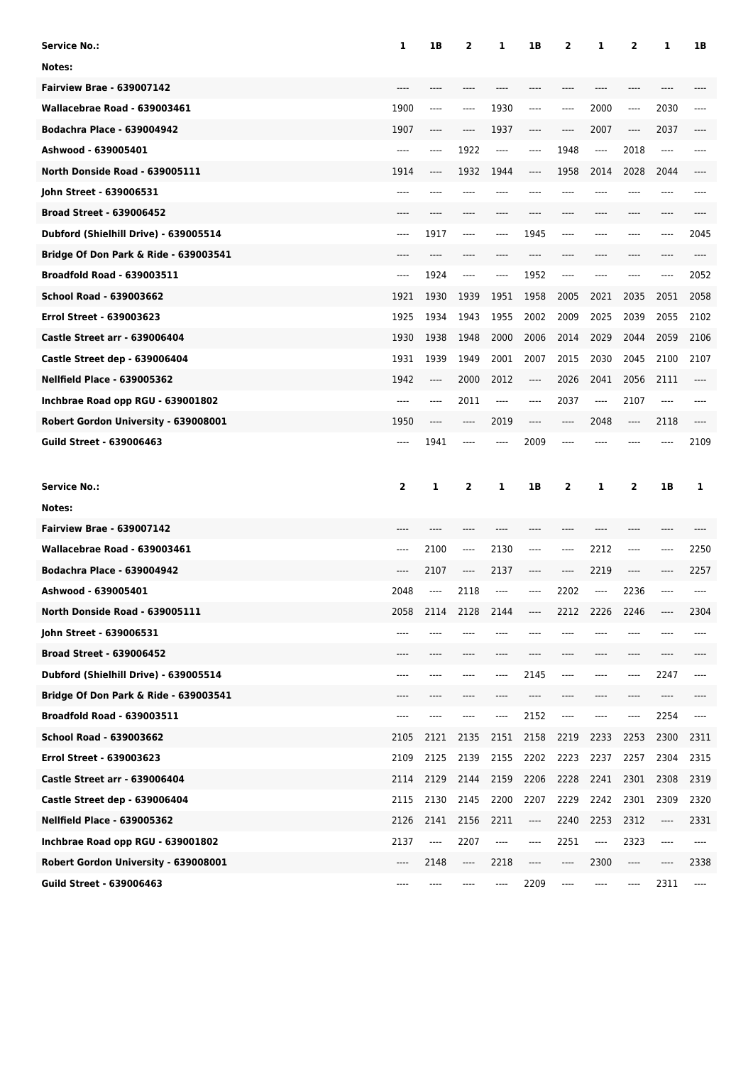| Service No.: | 1 | 1B | 2 | 1 | 1B | 2 | 1 | 2 | 1 | 1B |
|---|---|---|---|---|---|---|---|---|---|---|
| Notes: | | | | | | | | | | |
| Fairview Brae - 639007142 | ---- | ---- | ---- | ---- | ---- | ---- | ---- | ---- | ---- | ---- |
| Wallacebrae Road - 639003461 | 1900 | ---- | ---- | 1930 | ---- | ---- | 2000 | ---- | 2030 | ---- |
| Bodachra Place - 639004942 | 1907 | ---- | ---- | 1937 | ---- | ---- | 2007 | ---- | 2037 | ---- |
| Ashwood - 639005401 | ---- | ---- | 1922 | ---- | ---- | 1948 | ---- | 2018 | ---- | ---- |
| North Donside Road - 639005111 | 1914 | ---- | 1932 | 1944 | ---- | 1958 | 2014 | 2028 | 2044 | ---- |
| John Street - 639006531 | ---- | ---- | ---- | ---- | ---- | ---- | ---- | ---- | ---- | ---- |
| Broad Street - 639006452 | ---- | ---- | ---- | ---- | ---- | ---- | ---- | ---- | ---- | ---- |
| Dubford (Shielhill Drive) - 639005514 | ---- | 1917 | ---- | ---- | 1945 | ---- | ---- | ---- | ---- | 2045 |
| Bridge Of Don Park & Ride - 639003541 | ---- | ---- | ---- | ---- | ---- | ---- | ---- | ---- | ---- | ---- |
| Broadfold Road - 639003511 | ---- | 1924 | ---- | ---- | 1952 | ---- | ---- | ---- | ---- | 2052 |
| School Road - 639003662 | 1921 | 1930 | 1939 | 1951 | 1958 | 2005 | 2021 | 2035 | 2051 | 2058 |
| Errol Street - 639003623 | 1925 | 1934 | 1943 | 1955 | 2002 | 2009 | 2025 | 2039 | 2055 | 2102 |
| Castle Street arr - 639006404 | 1930 | 1938 | 1948 | 2000 | 2006 | 2014 | 2029 | 2044 | 2059 | 2106 |
| Castle Street dep - 639006404 | 1931 | 1939 | 1949 | 2001 | 2007 | 2015 | 2030 | 2045 | 2100 | 2107 |
| Nellfield Place - 639005362 | 1942 | ---- | 2000 | 2012 | ---- | 2026 | 2041 | 2056 | 2111 | ---- |
| Inchbrae Road opp RGU - 639001802 | ---- | ---- | 2011 | ---- | ---- | 2037 | ---- | 2107 | ---- | ---- |
| Robert Gordon University - 639008001 | 1950 | ---- | ---- | 2019 | ---- | ---- | 2048 | ---- | 2118 | ---- |
| Guild Street - 639006463 | ---- | 1941 | ---- | ---- | 2009 | ---- | ---- | ---- | ---- | 2109 |

| Service No.: | 2 | 1 | 2 | 1 | 1B | 2 | 1 | 2 | 1B | 1 |
|---|---|---|---|---|---|---|---|---|---|---|
| Notes: | | | | | | | | | | |
| Fairview Brae - 639007142 | ---- | ---- | ---- | ---- | ---- | ---- | ---- | ---- | ---- | ---- |
| Wallacebrae Road - 639003461 | ---- | 2100 | ---- | 2130 | ---- | ---- | 2212 | ---- | ---- | 2250 |
| Bodachra Place - 639004942 | ---- | 2107 | ---- | 2137 | ---- | ---- | 2219 | ---- | ---- | 2257 |
| Ashwood - 639005401 | 2048 | ---- | 2118 | ---- | ---- | 2202 | ---- | 2236 | ---- | ---- |
| North Donside Road - 639005111 | 2058 | 2114 | 2128 | 2144 | ---- | 2212 | 2226 | 2246 | ---- | 2304 |
| John Street - 639006531 | ---- | ---- | ---- | ---- | ---- | ---- | ---- | ---- | ---- | ---- |
| Broad Street - 639006452 | ---- | ---- | ---- | ---- | ---- | ---- | ---- | ---- | ---- | ---- |
| Dubford (Shielhill Drive) - 639005514 | ---- | ---- | ---- | ---- | 2145 | ---- | ---- | ---- | 2247 | ---- |
| Bridge Of Don Park & Ride - 639003541 | ---- | ---- | ---- | ---- | ---- | ---- | ---- | ---- | ---- | ---- |
| Broadfold Road - 639003511 | ---- | ---- | ---- | ---- | 2152 | ---- | ---- | ---- | 2254 | ---- |
| School Road - 639003662 | 2105 | 2121 | 2135 | 2151 | 2158 | 2219 | 2233 | 2253 | 2300 | 2311 |
| Errol Street - 639003623 | 2109 | 2125 | 2139 | 2155 | 2202 | 2223 | 2237 | 2257 | 2304 | 2315 |
| Castle Street arr - 639006404 | 2114 | 2129 | 2144 | 2159 | 2206 | 2228 | 2241 | 2301 | 2308 | 2319 |
| Castle Street dep - 639006404 | 2115 | 2130 | 2145 | 2200 | 2207 | 2229 | 2242 | 2301 | 2309 | 2320 |
| Nellfield Place - 639005362 | 2126 | 2141 | 2156 | 2211 | ---- | 2240 | 2253 | 2312 | ---- | 2331 |
| Inchbrae Road opp RGU - 639001802 | 2137 | ---- | 2207 | ---- | ---- | 2251 | ---- | 2323 | ---- | ---- |
| Robert Gordon University - 639008001 | ---- | 2148 | ---- | 2218 | ---- | ---- | 2300 | ---- | ---- | 2338 |
| Guild Street - 639006463 | ---- | ---- | ---- | ---- | 2209 | ---- | ---- | ---- | 2311 | ---- |